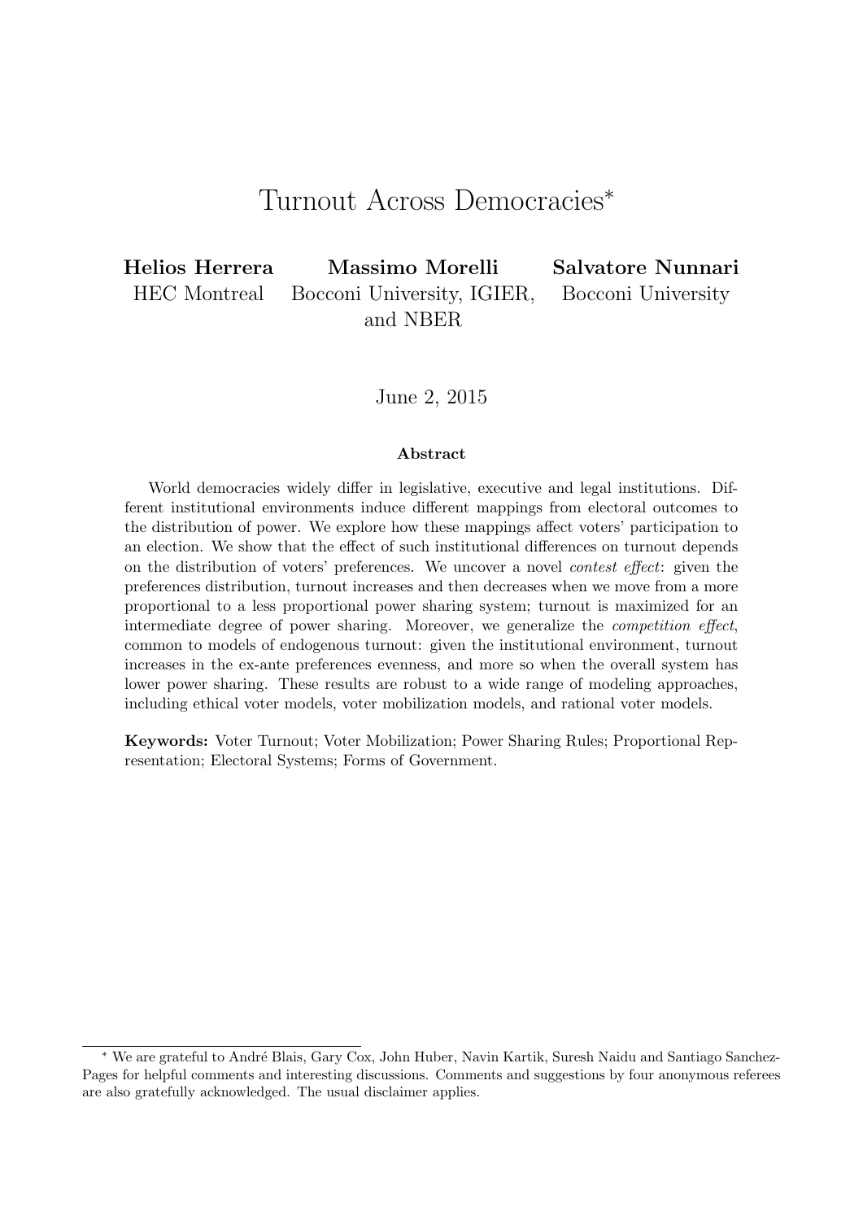# Turnout Across Democracies*

**Helios Herrera**
HEC Montreal

**Massimo Morelli**
Bocconi University, IGIER, and NBER

**Salvatore Nunnari**
Bocconi University

June 2, 2015

### Abstract

World democracies widely differ in legislative, executive and legal institutions. Different institutional environments induce different mappings from electoral outcomes to the distribution of power. We explore how these mappings affect voters' participation to an election. We show that the effect of such institutional differences on turnout depends on the distribution of voters' preferences. We uncover a novel *contest effect*: given the preferences distribution, turnout increases and then decreases when we move from a more proportional to a less proportional power sharing system; turnout is maximized for an intermediate degree of power sharing. Moreover, we generalize the *competition effect*, common to models of endogenous turnout: given the institutional environment, turnout increases in the ex-ante preferences evenness, and more so when the overall system has lower power sharing. These results are robust to a wide range of modeling approaches, including ethical voter models, voter mobilization models, and rational voter models.

**Keywords:** Voter Turnout; Voter Mobilization; Power Sharing Rules; Proportional Representation; Electoral Systems; Forms of Government.

---

* We are grateful to André Blais, Gary Cox, John Huber, Navin Kartik, Suresh Naidu and Santiago Sanchez-Pages for helpful comments and interesting discussions. Comments and suggestions by four anonymous referees are also gratefully acknowledged. The usual disclaimer applies.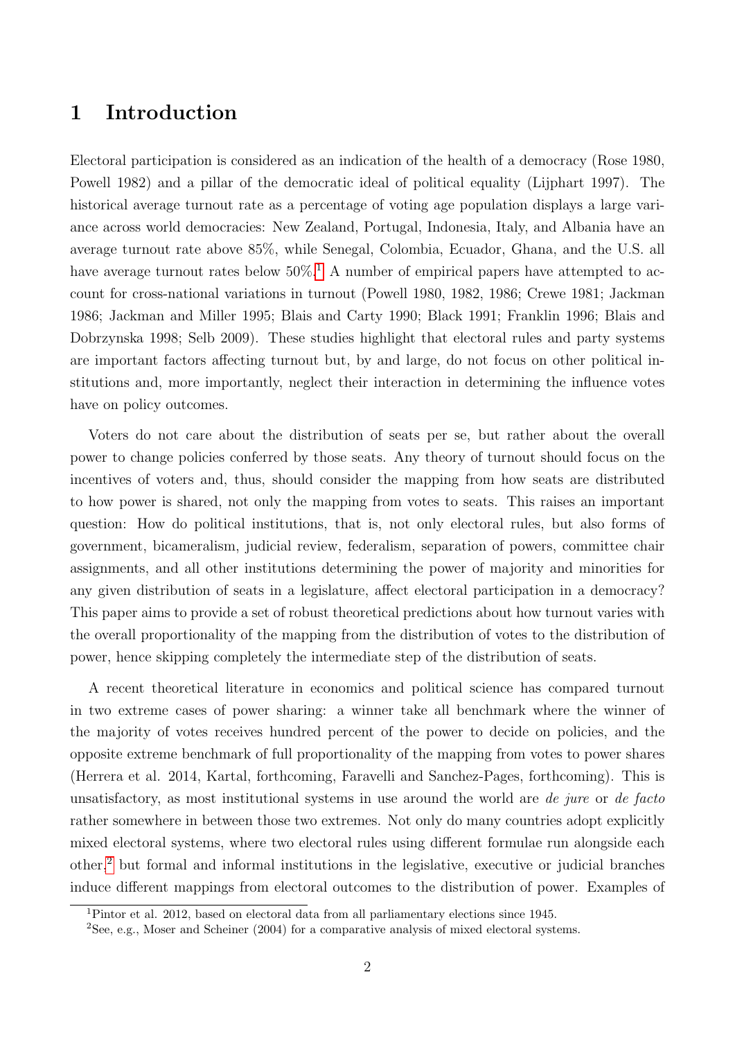# 1 Introduction

Electoral participation is considered as an indication of the health of a democracy (Rose 1980, Powell 1982) and a pillar of the democratic ideal of political equality (Lijphart 1997). The historical average turnout rate as a percentage of voting age population displays a large variance across world democracies: New Zealand, Portugal, Indonesia, Italy, and Albania have an average turnout rate above 85%, while Senegal, Colombia, Ecuador, Ghana, and the U.S. all have average turnout rates below 50%.[1] A number of empirical papers have attempted to account for cross-national variations in turnout (Powell 1980, 1982, 1986; Crewe 1981; Jackman 1986; Jackman and Miller 1995; Blais and Carty 1990; Black 1991; Franklin 1996; Blais and Dobrzynska 1998; Selb 2009). These studies highlight that electoral rules and party systems are important factors affecting turnout but, by and large, do not focus on other political institutions and, more importantly, neglect their interaction in determining the influence votes have on policy outcomes.

Voters do not care about the distribution of seats per se, but rather about the overall power to change policies conferred by those seats. Any theory of turnout should focus on the incentives of voters and, thus, should consider the mapping from how seats are distributed to how power is shared, not only the mapping from votes to seats. This raises an important question: How do political institutions, that is, not only electoral rules, but also forms of government, bicameralism, judicial review, federalism, separation of powers, committee chair assignments, and all other institutions determining the power of majority and minorities for any given distribution of seats in a legislature, affect electoral participation in a democracy? This paper aims to provide a set of robust theoretical predictions about how turnout varies with the overall proportionality of the mapping from the distribution of votes to the distribution of power, hence skipping completely the intermediate step of the distribution of seats.

A recent theoretical literature in economics and political science has compared turnout in two extreme cases of power sharing: a winner take all benchmark where the winner of the majority of votes receives hundred percent of the power to decide on policies, and the opposite extreme benchmark of full proportionality of the mapping from votes to power shares (Herrera et al. 2014, Kartal, forthcoming, Faravelli and Sanchez-Pages, forthcoming). This is unsatisfactory, as most institutional systems in use around the world are *de jure* or *de facto* rather somewhere in between those two extremes. Not only do many countries adopt explicitly mixed electoral systems, where two electoral rules using different formulae run alongside each other,[2] but formal and informal institutions in the legislative, executive or judicial branches induce different mappings from electoral outcomes to the distribution of power. Examples of

[1] Pintor et al. 2012, based on electoral data from all parliamentary elections since 1945.

[2] See, e.g., Moser and Scheiner (2004) for a comparative analysis of mixed electoral systems.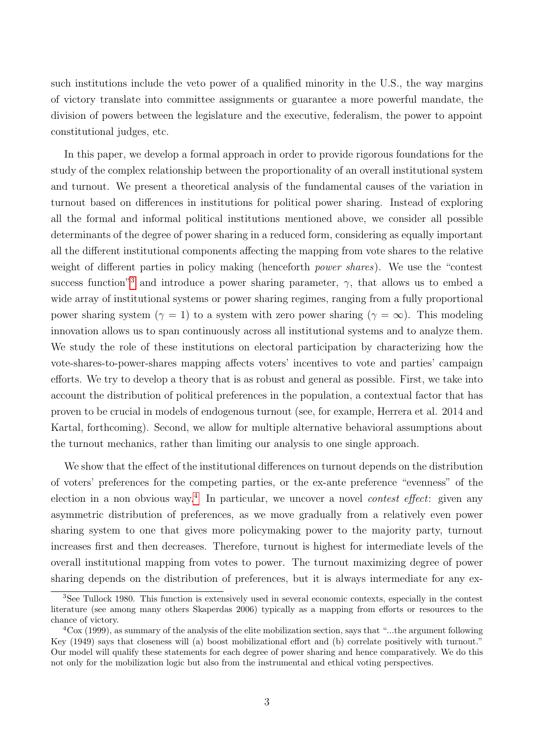such institutions include the veto power of a qualified minority in the U.S., the way margins of victory translate into committee assignments or guarantee a more powerful mandate, the division of powers between the legislature and the executive, federalism, the power to appoint constitutional judges, etc.

In this paper, we develop a formal approach in order to provide rigorous foundations for the study of the complex relationship between the proportionality of an overall institutional system and turnout. We present a theoretical analysis of the fundamental causes of the variation in turnout based on differences in institutions for political power sharing. Instead of exploring all the formal and informal political institutions mentioned above, we consider all possible determinants of the degree of power sharing in a reduced form, considering as equally important all the different institutional components affecting the mapping from vote shares to the relative weight of different parties in policy making (henceforth *power shares*). We use the "contest success function"[3] and introduce a power sharing parameter, $\gamma$, that allows us to embed a wide array of institutional systems or power sharing regimes, ranging from a fully proportional power sharing system ($\gamma = 1$) to a system with zero power sharing ($\gamma = \infty$). This modeling innovation allows us to span continuously across all institutional systems and to analyze them. We study the role of these institutions on electoral participation by characterizing how the vote-shares-to-power-shares mapping affects voters' incentives to vote and parties' campaign efforts. We try to develop a theory that is as robust and general as possible. First, we take into account the distribution of political preferences in the population, a contextual factor that has proven to be crucial in models of endogenous turnout (see, for example, Herrera et al. 2014 and Kartal, forthcoming). Second, we allow for multiple alternative behavioral assumptions about the turnout mechanics, rather than limiting our analysis to one single approach.

We show that the effect of the institutional differences on turnout depends on the distribution of voters' preferences for the competing parties, or the ex-ante preference "evenness" of the election in a non obvious way.[4] In particular, we uncover a novel *contest effect*: given any asymmetric distribution of preferences, as we move gradually from a relatively even power sharing system to one that gives more policymaking power to the majority party, turnout increases first and then decreases. Therefore, turnout is highest for intermediate levels of the overall institutional mapping from votes to power. The turnout maximizing degree of power sharing depends on the distribution of preferences, but it is always intermediate for any ex-

[3] See Tullock 1980. This function is extensively used in several economic contexts, especially in the contest literature (see among many others Skaperdas 2006) typically as a mapping from efforts or resources to the chance of victory.

[4] Cox (1999), as summary of the analysis of the elite mobilization section, says that "...the argument following Key (1949) says that closeness will (a) boost mobilizational effort and (b) correlate positively with turnout." Our model will qualify these statements for each degree of power sharing and hence comparatively. We do this not only for the mobilization logic but also from the instrumental and ethical voting perspectives.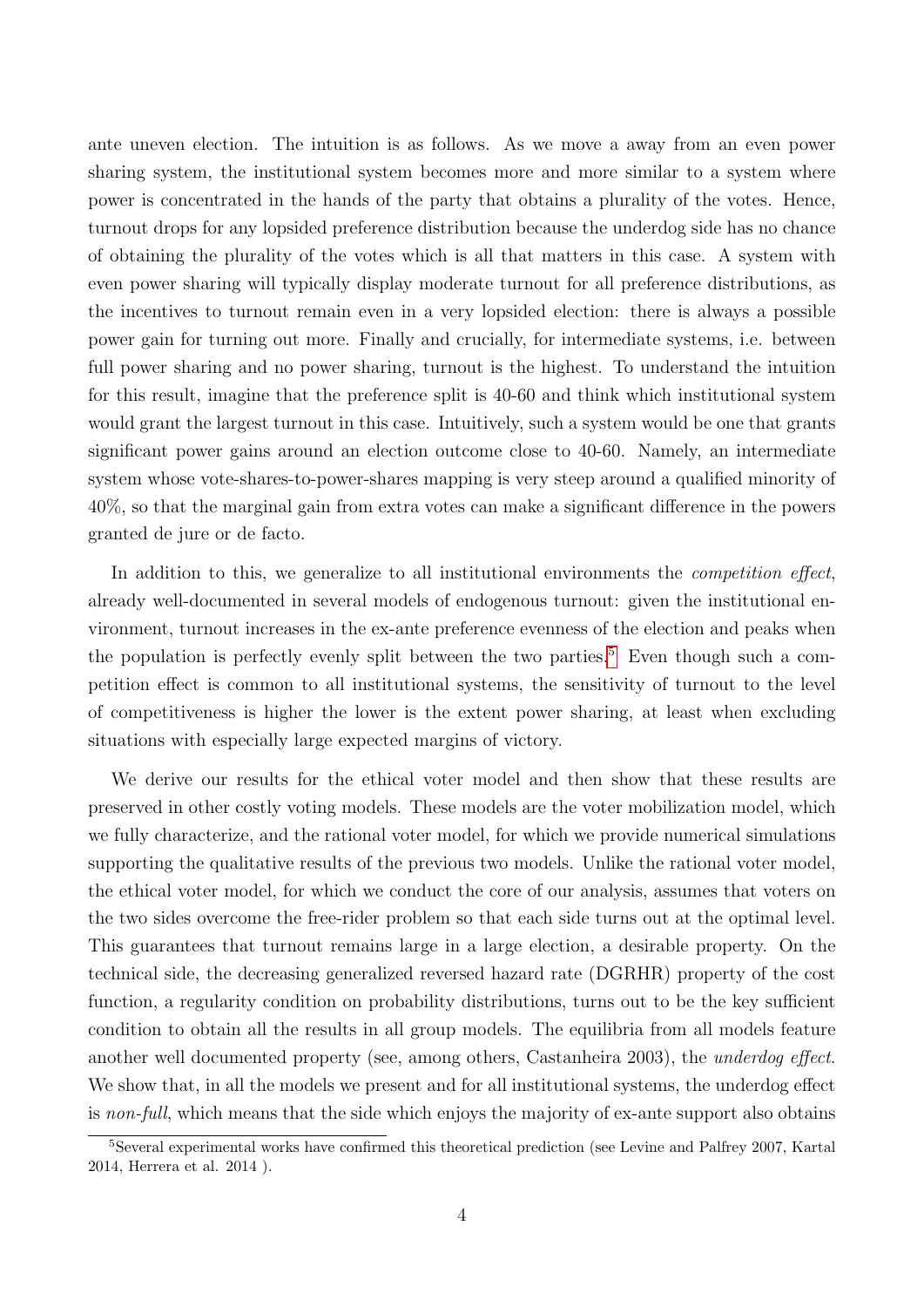ante uneven election. The intuition is as follows. As we move a away from an even power sharing system, the institutional system becomes more and more similar to a system where power is concentrated in the hands of the party that obtains a plurality of the votes. Hence, turnout drops for any lopsided preference distribution because the underdog side has no chance of obtaining the plurality of the votes which is all that matters in this case. A system with even power sharing will typically display moderate turnout for all preference distributions, as the incentives to turnout remain even in a very lopsided election: there is always a possible power gain for turning out more. Finally and crucially, for intermediate systems, i.e. between full power sharing and no power sharing, turnout is the highest. To understand the intuition for this result, imagine that the preference split is 40-60 and think which institutional system would grant the largest turnout in this case. Intuitively, such a system would be one that grants significant power gains around an election outcome close to 40-60. Namely, an intermediate system whose vote-shares-to-power-shares mapping is very steep around a qualified minority of 40%, so that the marginal gain from extra votes can make a significant difference in the powers granted de jure or de facto.

In addition to this, we generalize to all institutional environments the *competition effect*, already well-documented in several models of endogenous turnout: given the institutional environment, turnout increases in the ex-ante preference evenness of the election and peaks when the population is perfectly evenly split between the two parties.[5] Even though such a competition effect is common to all institutional systems, the sensitivity of turnout to the level of competitiveness is higher the lower is the extent power sharing, at least when excluding situations with especially large expected margins of victory.

We derive our results for the ethical voter model and then show that these results are preserved in other costly voting models. These models are the voter mobilization model, which we fully characterize, and the rational voter model, for which we provide numerical simulations supporting the qualitative results of the previous two models. Unlike the rational voter model, the ethical voter model, for which we conduct the core of our analysis, assumes that voters on the two sides overcome the free-rider problem so that each side turns out at the optimal level. This guarantees that turnout remains large in a large election, a desirable property. On the technical side, the decreasing generalized reversed hazard rate (DGRHR) property of the cost function, a regularity condition on probability distributions, turns out to be the key sufficient condition to obtain all the results in all group models. The equilibria from all models feature another well documented property (see, among others, Castanheira 2003), the *underdog effect*. We show that, in all the models we present and for all institutional systems, the underdog effect is *non-full*, which means that the side which enjoys the majority of ex-ante support also obtains

[5] Several experimental works have confirmed this theoretical prediction (see Levine and Palfrey 2007, Kartal 2014, Herrera et al. 2014 ).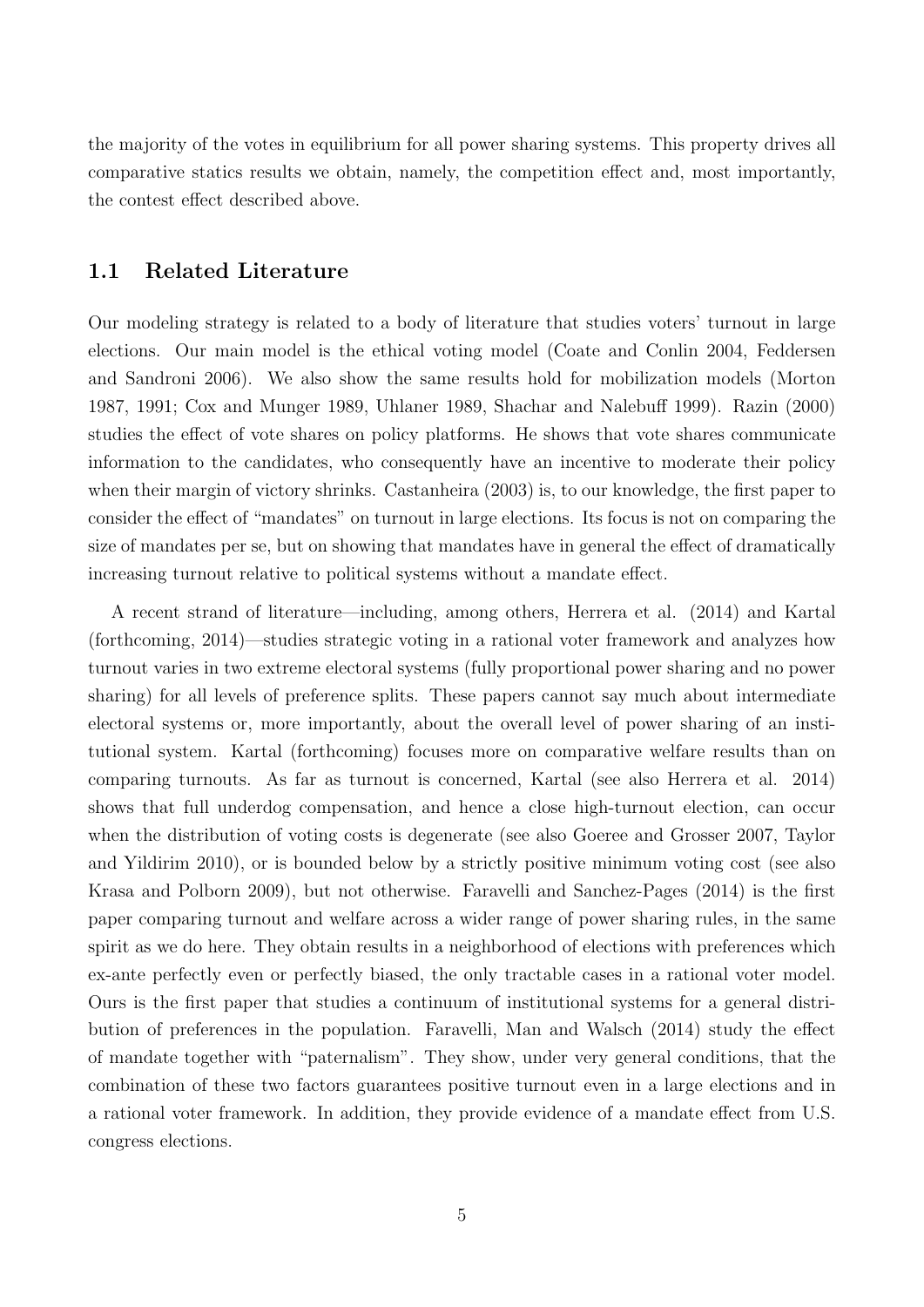the majority of the votes in equilibrium for all power sharing systems. This property drives all comparative statics results we obtain, namely, the competition effect and, most importantly, the contest effect described above.

## 1.1 Related Literature

Our modeling strategy is related to a body of literature that studies voters' turnout in large elections. Our main model is the ethical voting model (Coate and Conlin 2004, Feddersen and Sandroni 2006). We also show the same results hold for mobilization models (Morton 1987, 1991; Cox and Munger 1989, Uhlaner 1989, Shachar and Nalebuff 1999). Razin (2000) studies the effect of vote shares on policy platforms. He shows that vote shares communicate information to the candidates, who consequently have an incentive to moderate their policy when their margin of victory shrinks. Castanheira (2003) is, to our knowledge, the first paper to consider the effect of "mandates" on turnout in large elections. Its focus is not on comparing the size of mandates per se, but on showing that mandates have in general the effect of dramatically increasing turnout relative to political systems without a mandate effect.

A recent strand of literature—including, among others, Herrera et al. (2014) and Kartal (forthcoming, 2014)—studies strategic voting in a rational voter framework and analyzes how turnout varies in two extreme electoral systems (fully proportional power sharing and no power sharing) for all levels of preference splits. These papers cannot say much about intermediate electoral systems or, more importantly, about the overall level of power sharing of an institutional system. Kartal (forthcoming) focuses more on comparative welfare results than on comparing turnouts. As far as turnout is concerned, Kartal (see also Herrera et al. 2014) shows that full underdog compensation, and hence a close high-turnout election, can occur when the distribution of voting costs is degenerate (see also Goeree and Grosser 2007, Taylor and Yildirim 2010), or is bounded below by a strictly positive minimum voting cost (see also Krasa and Polborn 2009), but not otherwise. Faravelli and Sanchez-Pages (2014) is the first paper comparing turnout and welfare across a wider range of power sharing rules, in the same spirit as we do here. They obtain results in a neighborhood of elections with preferences which ex-ante perfectly even or perfectly biased, the only tractable cases in a rational voter model. Ours is the first paper that studies a continuum of institutional systems for a general distribution of preferences in the population. Faravelli, Man and Walsch (2014) study the effect of mandate together with "paternalism". They show, under very general conditions, that the combination of these two factors guarantees positive turnout even in a large elections and in a rational voter framework. In addition, they provide evidence of a mandate effect from U.S. congress elections.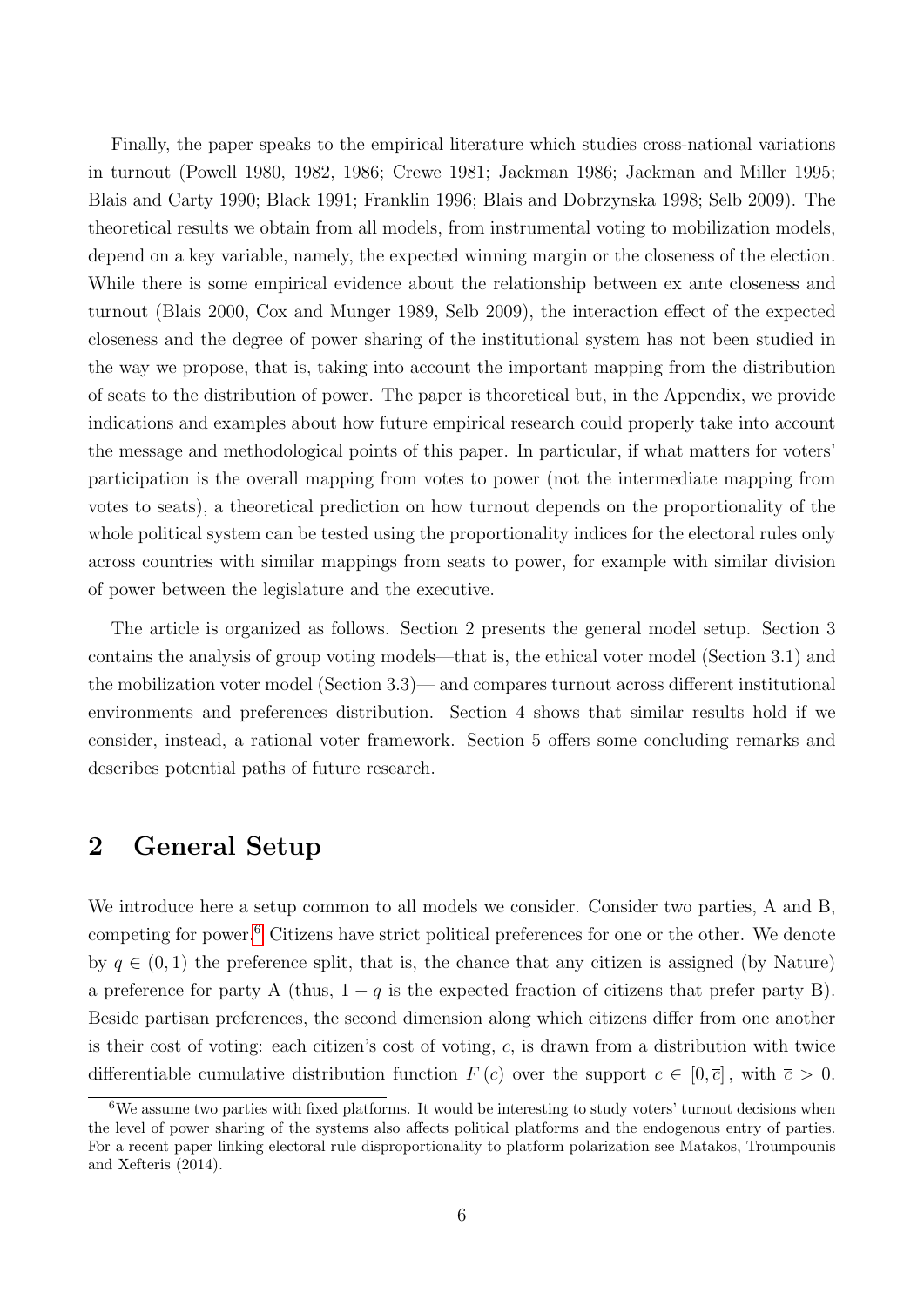Finally, the paper speaks to the empirical literature which studies cross-national variations in turnout (Powell 1980, 1982, 1986; Crewe 1981; Jackman 1986; Jackman and Miller 1995; Blais and Carty 1990; Black 1991; Franklin 1996; Blais and Dobrzynska 1998; Selb 2009). The theoretical results we obtain from all models, from instrumental voting to mobilization models, depend on a key variable, namely, the expected winning margin or the closeness of the election. While there is some empirical evidence about the relationship between ex ante closeness and turnout (Blais 2000, Cox and Munger 1989, Selb 2009), the interaction effect of the expected closeness and the degree of power sharing of the institutional system has not been studied in the way we propose, that is, taking into account the important mapping from the distribution of seats to the distribution of power. The paper is theoretical but, in the Appendix, we provide indications and examples about how future empirical research could properly take into account the message and methodological points of this paper. In particular, if what matters for voters' participation is the overall mapping from votes to power (not the intermediate mapping from votes to seats), a theoretical prediction on how turnout depends on the proportionality of the whole political system can be tested using the proportionality indices for the electoral rules only across countries with similar mappings from seats to power, for example with similar division of power between the legislature and the executive.

The article is organized as follows. Section 2 presents the general model setup. Section 3 contains the analysis of group voting models—that is, the ethical voter model (Section 3.1) and the mobilization voter model (Section 3.3)— and compares turnout across different institutional environments and preferences distribution. Section 4 shows that similar results hold if we consider, instead, a rational voter framework. Section 5 offers some concluding remarks and describes potential paths of future research.

## 2 General Setup

We introduce here a setup common to all models we consider. Consider two parties, A and B, competing for power.[6] Citizens have strict political preferences for one or the other. We denote by $q \in (0,1)$ the preference split, that is, the chance that any citizen is assigned (by Nature) a preference for party A (thus, $1-q$ is the expected fraction of citizens that prefer party B). Beside partisan preferences, the second dimension along which citizens differ from one another is their cost of voting: each citizen's cost of voting, $c$, is drawn from a distribution with twice differentiable cumulative distribution function $F(c)$ over the support $c \in [0, \overline{c}]$, with $\overline{c} > 0$.

[6] We assume two parties with fixed platforms. It would be interesting to study voters' turnout decisions when the level of power sharing of the systems also affects political platforms and the endogenous entry of parties. For a recent paper linking electoral rule disproportionality to platform polarization see Matakos, Troumpounis and Xefteris (2014).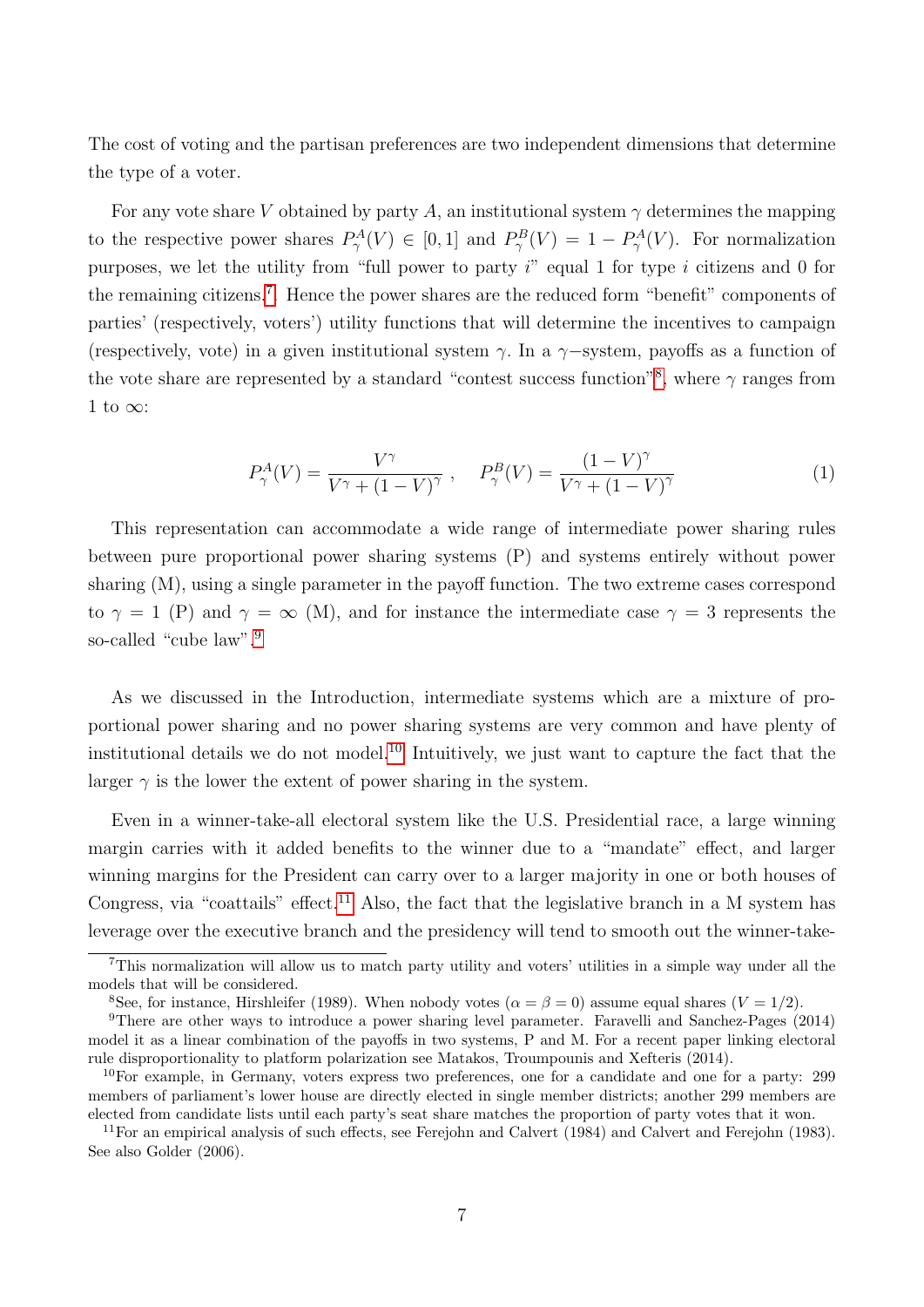The cost of voting and the partisan preferences are two independent dimensions that determine the type of a voter.

For any vote share $V$ obtained by party $A$, an institutional system $\gamma$ determines the mapping to the respective power shares $P^A_\gamma(V) \in [0,1]$ and $P^B_\gamma(V) = 1 - P^A_\gamma(V)$. For normalization purposes, we let the utility from "full power to party $i$" equal 1 for type $i$ citizens and 0 for the remaining citizens.[7] Hence the power shares are the reduced form "benefit" components of parties' (respectively, voters') utility functions that will determine the incentives to campaign (respectively, vote) in a given institutional system $\gamma$. In a $\gamma-$system, payoffs as a function of the vote share are represented by a standard "contest success function"[8], where $\gamma$ ranges from 1 to $\infty$:

$$P^A_\gamma(V) = \frac{V^\gamma}{V^\gamma + (1-V)^\gamma}\ , \quad P^B_\gamma(V) = \frac{(1-V)^\gamma}{V^\gamma + (1-V)^\gamma} \tag{1}$$

This representation can accommodate a wide range of intermediate power sharing rules between pure proportional power sharing systems (P) and systems entirely without power sharing (M), using a single parameter in the payoff function. The two extreme cases correspond to $\gamma = 1$ (P) and $\gamma = \infty$ (M), and for instance the intermediate case $\gamma = 3$ represents the so-called "cube law".[9]

As we discussed in the Introduction, intermediate systems which are a mixture of proportional power sharing and no power sharing systems are very common and have plenty of institutional details we do not model.[10] Intuitively, we just want to capture the fact that the larger $\gamma$ is the lower the extent of power sharing in the system.

Even in a winner-take-all electoral system like the U.S. Presidential race, a large winning margin carries with it added benefits to the winner due to a "mandate" effect, and larger winning margins for the President can carry over to a larger majority in one or both houses of Congress, via "coattails" effect.[11] Also, the fact that the legislative branch in a M system has leverage over the executive branch and the presidency will tend to smooth out the winner-take-

---

[7] This normalization will allow us to match party utility and voters' utilities in a simple way under all the models that will be considered.

[8] See, for instance, Hirshleifer (1989). When nobody votes ($\alpha = \beta = 0$) assume equal shares ($V = 1/2$).

[9] There are other ways to introduce a power sharing level parameter. Faravelli and Sanchez-Pages (2014) model it as a linear combination of the payoffs in two systems, P and M. For a recent paper linking electoral rule disproportionality to platform polarization see Matakos, Troumpounis and Xefteris (2014).

[10] For example, in Germany, voters express two preferences, one for a candidate and one for a party: 299 members of parliament's lower house are directly elected in single member districts; another 299 members are elected from candidate lists until each party's seat share matches the proportion of party votes that it won.

[11] For an empirical analysis of such effects, see Ferejohn and Calvert (1984) and Calvert and Ferejohn (1983). See also Golder (2006).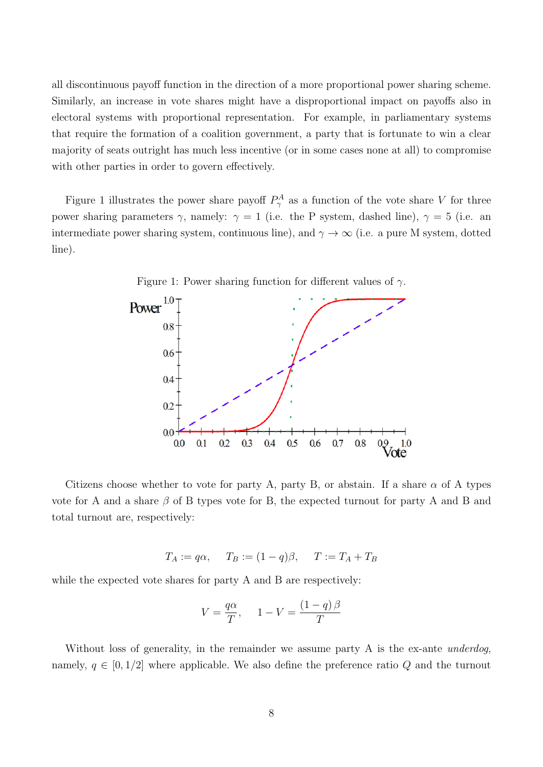all discontinuous payoff function in the direction of a more proportional power sharing scheme. Similarly, an increase in vote shares might have a disproportional impact on payoffs also in electoral systems with proportional representation. For example, in parliamentary systems that require the formation of a coalition government, a party that is fortunate to win a clear majority of seats outright has much less incentive (or in some cases none at all) to compromise with other parties in order to govern effectively.

Figure 1 illustrates the power share payoff $P^A_\gamma$ as a function of the vote share $V$ for three power sharing parameters $\gamma$, namely: $\gamma = 1$ (i.e. the P system, dashed line), $\gamma = 5$ (i.e. an intermediate power sharing system, continuous line), and $\gamma \to \infty$ (i.e. a pure M system, dotted line).

Figure 1: Power sharing function for different values of $\gamma$.

Citizens choose whether to vote for party A, party B, or abstain. If a share $\alpha$ of A types vote for A and a share $\beta$ of B types vote for B, the expected turnout for party A and B and total turnout are, respectively:

$$T_A := q\alpha, \quad T_B := (1-q)\beta, \quad T := T_A + T_B$$

while the expected vote shares for party A and B are respectively:

$$V = \frac{q\alpha}{T}, \quad 1 - V = \frac{(1-q)\,\beta}{T}$$

Without loss of generality, in the remainder we assume party A is the ex-ante *underdog*, namely, $q \in [0, 1/2]$ where applicable. We also define the preference ratio $Q$ and the turnout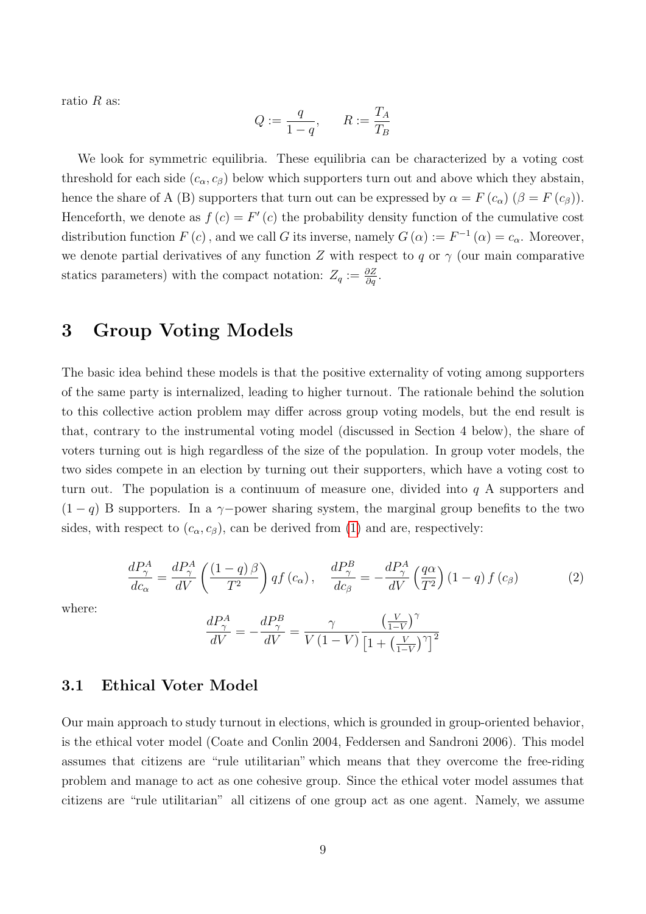ratio $R$ as:

$$Q := \frac{q}{1-q}, \qquad R := \frac{T_A}{T_B}$$

We look for symmetric equilibria. These equilibria can be characterized by a voting cost threshold for each side $(c_\alpha, c_\beta)$ below which supporters turn out and above which they abstain, hence the share of A (B) supporters that turn out can be expressed by $\alpha = F(c_\alpha)$ ($\beta = F(c_\beta)$). Henceforth, we denote as $f(c) = F'(c)$ the probability density function of the cumulative cost distribution function $F(c)$, and we call $G$ its inverse, namely $G(\alpha) := F^{-1}(\alpha) = c_\alpha$. Moreover, we denote partial derivatives of any function $Z$ with respect to $q$ or $\gamma$ (our main comparative statics parameters) with the compact notation: $Z_q := \frac{\partial Z}{\partial q}$.

# 3 Group Voting Models

The basic idea behind these models is that the positive externality of voting among supporters of the same party is internalized, leading to higher turnout. The rationale behind the solution to this collective action problem may differ across group voting models, but the end result is that, contrary to the instrumental voting model (discussed in Section 4 below), the share of voters turning out is high regardless of the size of the population. In group voter models, the two sides compete in an election by turning out their supporters, which have a voting cost to turn out. The population is a continuum of measure one, divided into $q$ A supporters and $(1-q)$ B supporters. In a $\gamma-$power sharing system, the marginal group benefits to the two sides, with respect to $(c_\alpha, c_\beta)$, can be derived from (1) and are, respectively:

$$\frac{dP_\gamma^A}{dc_\alpha} = \frac{dP_\gamma^A}{dV}\left(\frac{(1-q)\beta}{T^2}\right)qf(c_\alpha), \quad \frac{dP_\gamma^B}{dc_\beta} = -\frac{dP_\gamma^A}{dV}\left(\frac{q\alpha}{T^2}\right)(1-q)f(c_\beta) \tag{2}$$

where:

$$\frac{dP_\gamma^A}{dV} = -\frac{dP_\gamma^B}{dV} = \frac{\gamma}{V(1-V)}\frac{\left(\frac{V}{1-V}\right)^\gamma}{\left[1+\left(\frac{V}{1-V}\right)^\gamma\right]^2}$$

## 3.1 Ethical Voter Model

Our main approach to study turnout in elections, which is grounded in group-oriented behavior, is the ethical voter model (Coate and Conlin 2004, Feddersen and Sandroni 2006). This model assumes that citizens are "rule utilitarian" which means that they overcome the free-riding problem and manage to act as one cohesive group. Since the ethical voter model assumes that citizens are "rule utilitarian" all citizens of one group act as one agent. Namely, we assume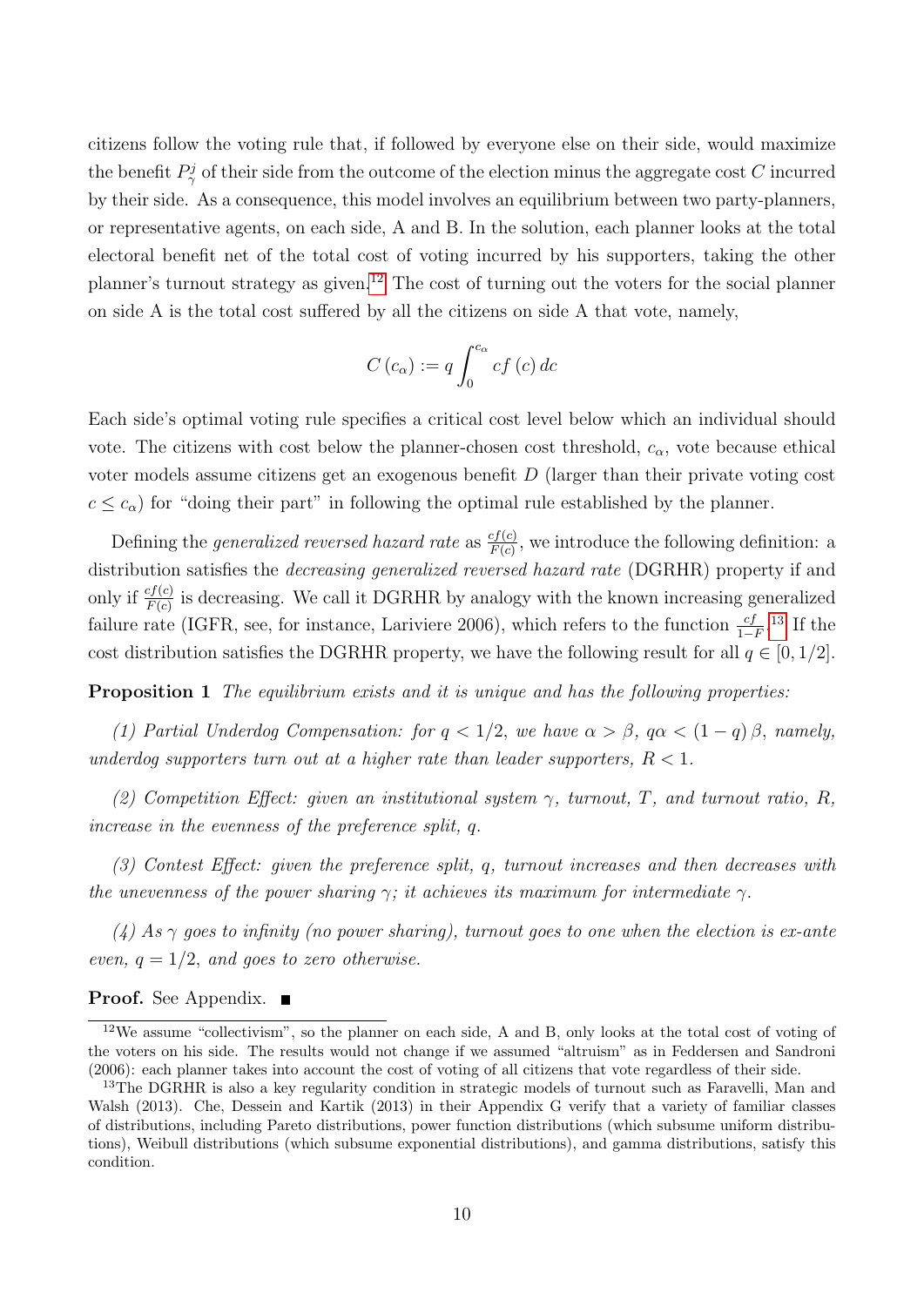citizens follow the voting rule that, if followed by everyone else on their side, would maximize the benefit $P_\gamma^j$ of their side from the outcome of the election minus the aggregate cost $C$ incurred by their side. As a consequence, this model involves an equilibrium between two party-planners, or representative agents, on each side, A and B. In the solution, each planner looks at the total electoral benefit net of the total cost of voting incurred by his supporters, taking the other planner's turnout strategy as given.[12] The cost of turning out the voters for the social planner on side A is the total cost suffered by all the citizens on side A that vote, namely,

$$C(c_\alpha) := q \int_0^{c_\alpha} cf(c)\, dc$$

Each side's optimal voting rule specifies a critical cost level below which an individual should vote. The citizens with cost below the planner-chosen cost threshold, $c_\alpha$, vote because ethical voter models assume citizens get an exogenous benefit $D$ (larger than their private voting cost $c \leq c_\alpha$) for "doing their part" in following the optimal rule established by the planner.

Defining the *generalized reversed hazard rate* as $\frac{cf(c)}{F(c)}$, we introduce the following definition: a distribution satisfies the *decreasing generalized reversed hazard rate* (DGRHR) property if and only if $\frac{cf(c)}{F(c)}$ is decreasing. We call it DGRHR by analogy with the known increasing generalized failure rate (IGFR, see, for instance, Lariviere 2006), which refers to the function $\frac{cf}{1-F}$.[13] If the cost distribution satisfies the DGRHR property, we have the following result for all $q \in [0, 1/2]$.

**Proposition 1** *The equilibrium exists and it is unique and has the following properties:*

*(1) Partial Underdog Compensation: for $q < 1/2$, we have $\alpha > \beta$, $q\alpha < (1-q)\beta$, namely, underdog supporters turn out at a higher rate than leader supporters, $R < 1$.*

*(2) Competition Effect: given an institutional system $\gamma$, turnout, $T$, and turnout ratio, $R$, increase in the evenness of the preference split, $q$.*

*(3) Contest Effect: given the preference split, $q$, turnout increases and then decreases with the unevenness of the power sharing $\gamma$; it achieves its maximum for intermediate $\gamma$.*

*(4) As $\gamma$ goes to infinity (no power sharing), turnout goes to one when the election is ex-ante even, $q = 1/2$, and goes to zero otherwise.*

**Proof.** See Appendix. ■

[12] We assume "collectivism", so the planner on each side, A and B, only looks at the total cost of voting of the voters on his side. The results would not change if we assumed "altruism" as in Feddersen and Sandroni (2006): each planner takes into account the cost of voting of all citizens that vote regardless of their side.

[13] The DGRHR is also a key regularity condition in strategic models of turnout such as Faravelli, Man and Walsh (2013). Che, Dessein and Kartik (2013) in their Appendix G verify that a variety of familiar classes of distributions, including Pareto distributions, power function distributions (which subsume uniform distributions), Weibull distributions (which subsume exponential distributions), and gamma distributions, satisfy this condition.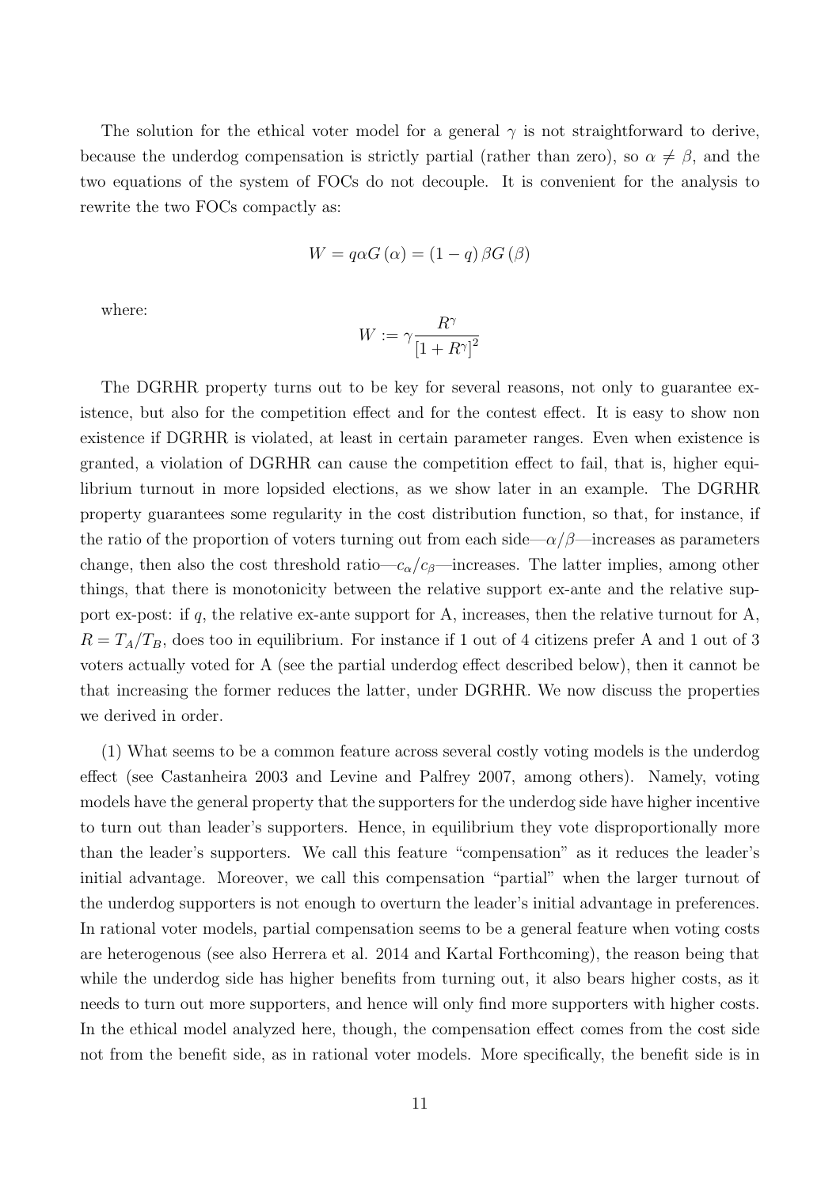The solution for the ethical voter model for a general $\gamma$ is not straightforward to derive, because the underdog compensation is strictly partial (rather than zero), so $\alpha \neq \beta$, and the two equations of the system of FOCs do not decouple. It is convenient for the analysis to rewrite the two FOCs compactly as:

$$W = q\alpha G(\alpha) = (1-q)\beta G(\beta)$$

where:

$$W := \gamma \frac{R^{\gamma}}{[1+R^{\gamma}]^{2}}$$

The DGRHR property turns out to be key for several reasons, not only to guarantee existence, but also for the competition effect and for the contest effect. It is easy to show non existence if DGRHR is violated, at least in certain parameter ranges. Even when existence is granted, a violation of DGRHR can cause the competition effect to fail, that is, higher equilibrium turnout in more lopsided elections, as we show later in an example. The DGRHR property guarantees some regularity in the cost distribution function, so that, for instance, if the ratio of the proportion of voters turning out from each side—$\alpha/\beta$—increases as parameters change, then also the cost threshold ratio—$c_{\alpha}/c_{\beta}$—increases. The latter implies, among other things, that there is monotonicity between the relative support ex-ante and the relative support ex-post: if $q$, the relative ex-ante support for A, increases, then the relative turnout for A, $R = T_A/T_B$, does too in equilibrium. For instance if 1 out of 4 citizens prefer A and 1 out of 3 voters actually voted for A (see the partial underdog effect described below), then it cannot be that increasing the former reduces the latter, under DGRHR. We now discuss the properties we derived in order.

(1) What seems to be a common feature across several costly voting models is the underdog effect (see Castanheira 2003 and Levine and Palfrey 2007, among others). Namely, voting models have the general property that the supporters for the underdog side have higher incentive to turn out than leader's supporters. Hence, in equilibrium they vote disproportionally more than the leader's supporters. We call this feature "compensation" as it reduces the leader's initial advantage. Moreover, we call this compensation "partial" when the larger turnout of the underdog supporters is not enough to overturn the leader's initial advantage in preferences. In rational voter models, partial compensation seems to be a general feature when voting costs are heterogenous (see also Herrera et al. 2014 and Kartal Forthcoming), the reason being that while the underdog side has higher benefits from turning out, it also bears higher costs, as it needs to turn out more supporters, and hence will only find more supporters with higher costs. In the ethical model analyzed here, though, the compensation effect comes from the cost side not from the benefit side, as in rational voter models. More specifically, the benefit side is in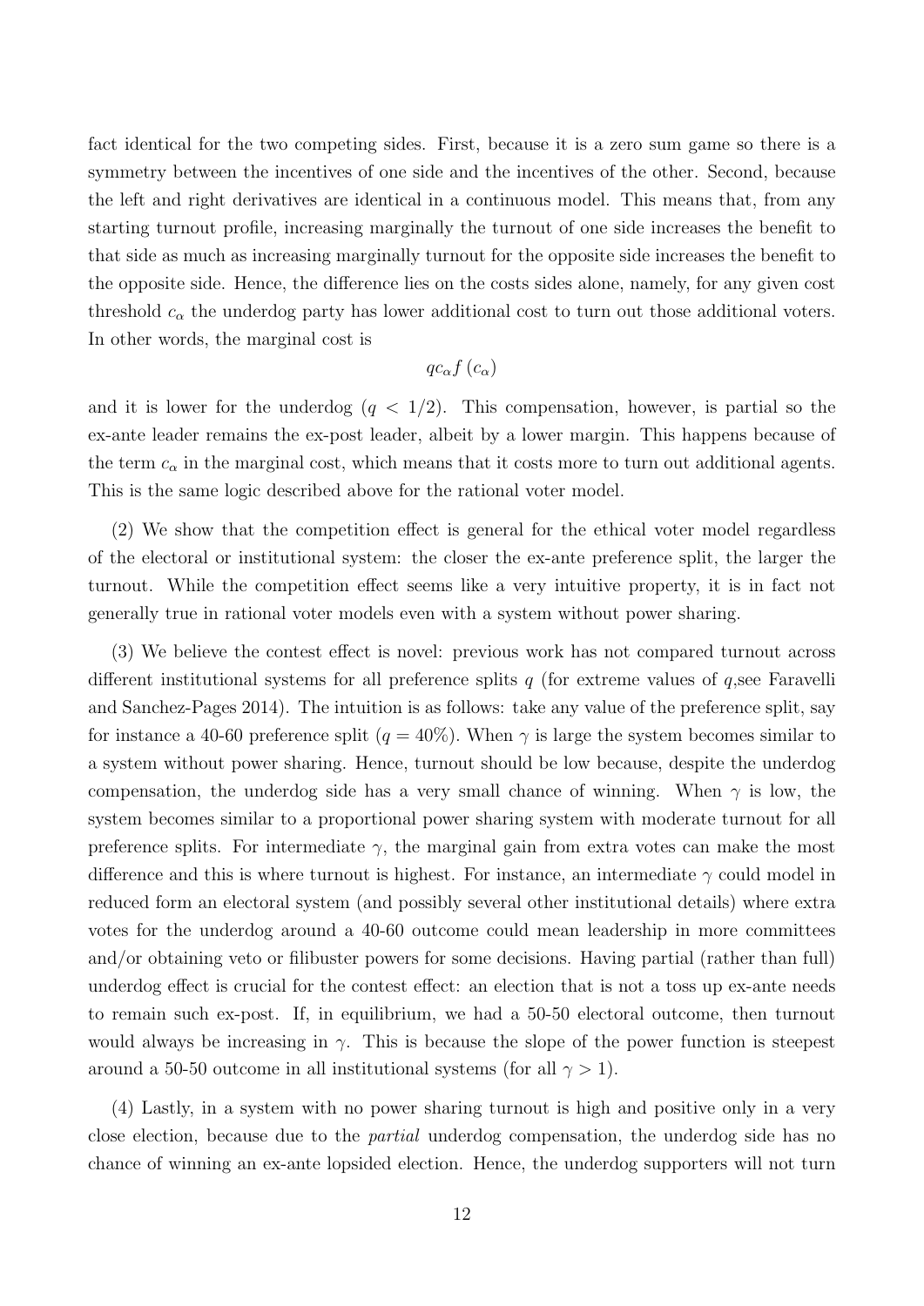fact identical for the two competing sides. First, because it is a zero sum game so there is a symmetry between the incentives of one side and the incentives of the other. Second, because the left and right derivatives are identical in a continuous model. This means that, from any starting turnout profile, increasing marginally the turnout of one side increases the benefit to that side as much as increasing marginally turnout for the opposite side increases the benefit to the opposite side. Hence, the difference lies on the costs sides alone, namely, for any given cost threshold $c_\alpha$ the underdog party has lower additional cost to turn out those additional voters. In other words, the marginal cost is

$$qc_\alpha f\left(c_\alpha\right)$$

and it is lower for the underdog ($q < 1/2$). This compensation, however, is partial so the ex-ante leader remains the ex-post leader, albeit by a lower margin. This happens because of the term $c_\alpha$ in the marginal cost, which means that it costs more to turn out additional agents. This is the same logic described above for the rational voter model.

(2) We show that the competition effect is general for the ethical voter model regardless of the electoral or institutional system: the closer the ex-ante preference split, the larger the turnout. While the competition effect seems like a very intuitive property, it is in fact not generally true in rational voter models even with a system without power sharing.

(3) We believe the contest effect is novel: previous work has not compared turnout across different institutional systems for all preference splits $q$ (for extreme values of $q$,see Faravelli and Sanchez-Pages 2014). The intuition is as follows: take any value of the preference split, say for instance a 40-60 preference split ($q = 40\%$). When $\gamma$ is large the system becomes similar to a system without power sharing. Hence, turnout should be low because, despite the underdog compensation, the underdog side has a very small chance of winning. When $\gamma$ is low, the system becomes similar to a proportional power sharing system with moderate turnout for all preference splits. For intermediate $\gamma$, the marginal gain from extra votes can make the most difference and this is where turnout is highest. For instance, an intermediate $\gamma$ could model in reduced form an electoral system (and possibly several other institutional details) where extra votes for the underdog around a 40-60 outcome could mean leadership in more committees and/or obtaining veto or filibuster powers for some decisions. Having partial (rather than full) underdog effect is crucial for the contest effect: an election that is not a toss up ex-ante needs to remain such ex-post. If, in equilibrium, we had a 50-50 electoral outcome, then turnout would always be increasing in $\gamma$. This is because the slope of the power function is steepest around a 50-50 outcome in all institutional systems (for all $\gamma > 1$).

(4) Lastly, in a system with no power sharing turnout is high and positive only in a very close election, because due to the *partial* underdog compensation, the underdog side has no chance of winning an ex-ante lopsided election. Hence, the underdog supporters will not turn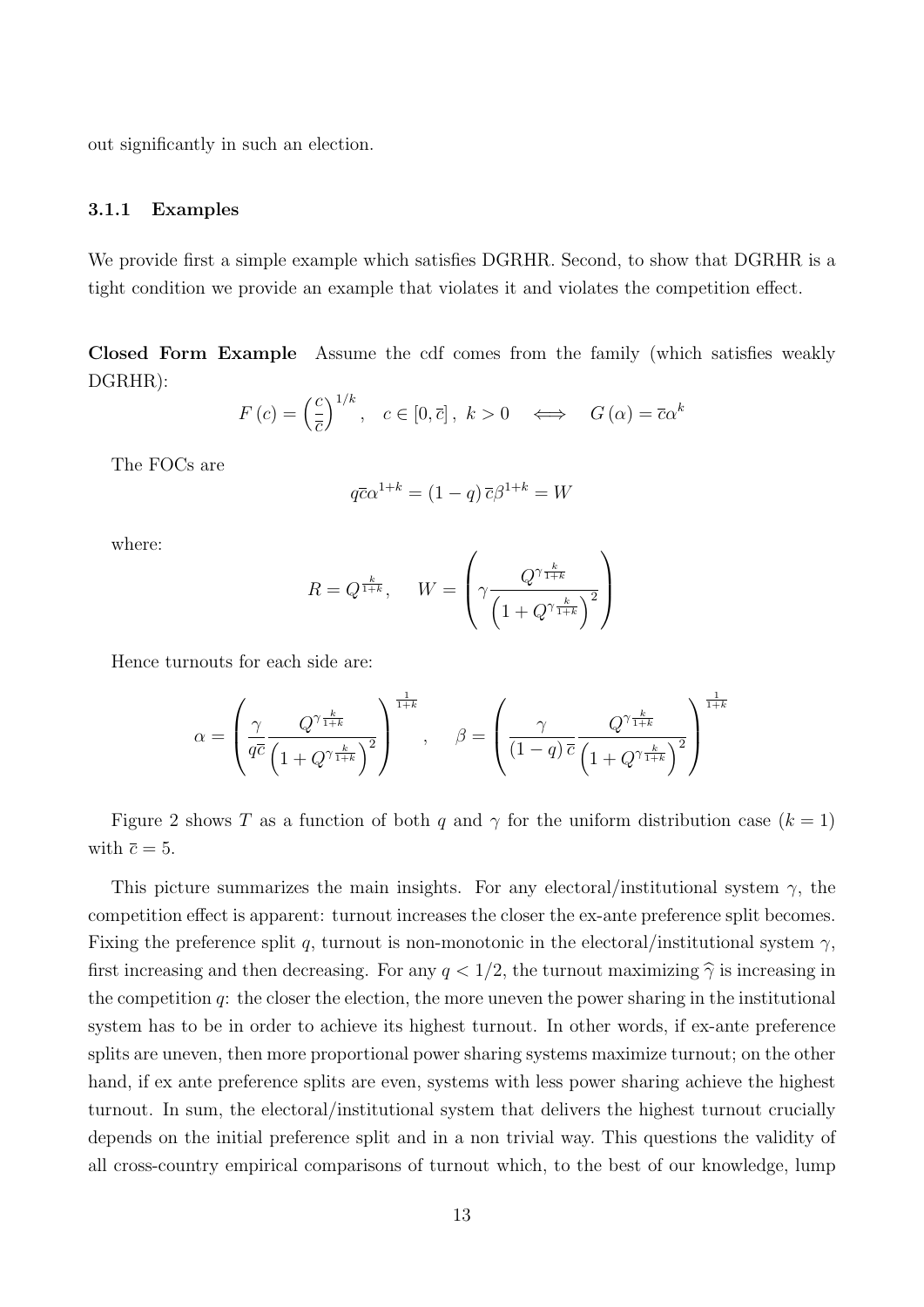out significantly in such an election.

### 3.1.1 Examples

We provide first a simple example which satisfies DGRHR. Second, to show that DGRHR is a tight condition we provide an example that violates it and violates the competition effect.

**Closed Form Example** Assume the cdf comes from the family (which satisfies weakly DGRHR):

$$F(c) = \left(\frac{c}{\overline{c}}\right)^{1/k}, \quad c \in [0, \overline{c}], \ k > 0 \quad \Longleftrightarrow \quad G(\alpha) = \overline{c}\alpha^k$$

The FOCs are

$$q\overline{c}\alpha^{1+k} = (1-q)\,\overline{c}\beta^{1+k} = W$$

where:

$$R = Q^{\frac{k}{1+k}}, \qquad W = \left(\gamma \frac{Q^{\gamma\frac{k}{1+k}}}{\left(1 + Q^{\gamma\frac{k}{1+k}}\right)^2}\right)$$

Hence turnouts for each side are:

$$\alpha = \left(\frac{\gamma}{q\overline{c}} \frac{Q^{\gamma\frac{k}{1+k}}}{\left(1 + Q^{\gamma\frac{k}{1+k}}\right)^2}\right)^{\frac{1}{1+k}}, \qquad \beta = \left(\frac{\gamma}{(1-q)\,\overline{c}} \frac{Q^{\gamma\frac{k}{1+k}}}{\left(1 + Q^{\gamma\frac{k}{1+k}}\right)^2}\right)^{\frac{1}{1+k}}$$

Figure 2 shows $T$ as a function of both $q$ and $\gamma$ for the uniform distribution case ($k = 1$) with $\overline{c} = 5$.

This picture summarizes the main insights. For any electoral/institutional system $\gamma$, the competition effect is apparent: turnout increases the closer the ex-ante preference split becomes. Fixing the preference split $q$, turnout is non-monotonic in the electoral/institutional system $\gamma$, first increasing and then decreasing. For any $q < 1/2$, the turnout maximizing $\widehat{\gamma}$ is increasing in the competition $q$: the closer the election, the more uneven the power sharing in the institutional system has to be in order to achieve its highest turnout. In other words, if ex-ante preference splits are uneven, then more proportional power sharing systems maximize turnout; on the other hand, if ex ante preference splits are even, systems with less power sharing achieve the highest turnout. In sum, the electoral/institutional system that delivers the highest turnout crucially depends on the initial preference split and in a non trivial way. This questions the validity of all cross-country empirical comparisons of turnout which, to the best of our knowledge, lump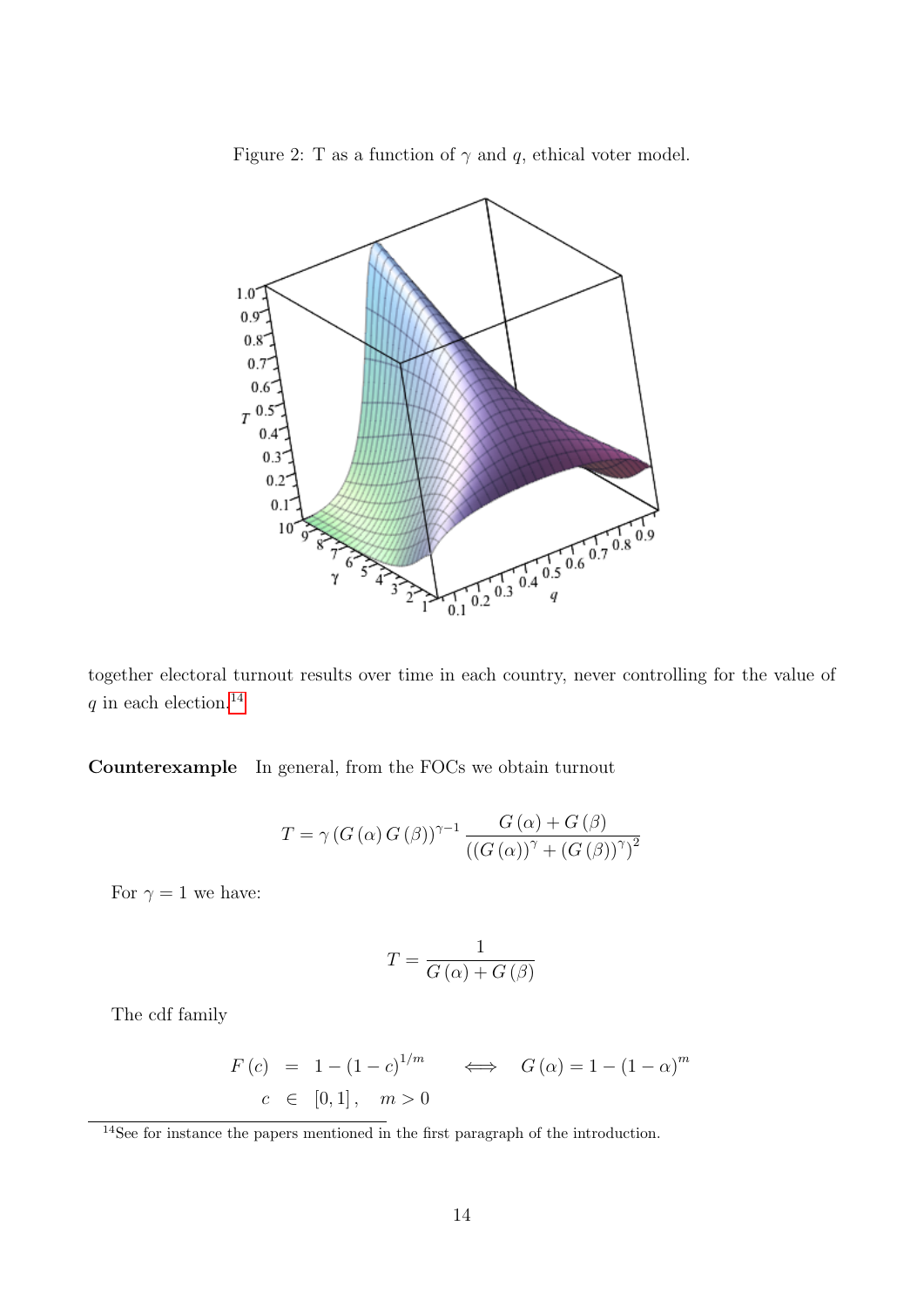Figure 2: T as a function of $\gamma$ and $q$, ethical voter model.

together electoral turnout results over time in each country, never controlling for the value of $q$ in each election.[14]

**Counterexample** In general, from the FOCs we obtain turnout

$$T = \gamma \left(G\left(\alpha\right) G\left(\beta\right)\right)^{\gamma - 1} \frac{G\left(\alpha\right) + G\left(\beta\right)}{\left(\left(G\left(\alpha\right)\right)^{\gamma} + \left(G\left(\beta\right)\right)^{\gamma}\right)^{2}}$$

For $\gamma = 1$ we have:

$$T = \frac{1}{G\left(\alpha\right) + G\left(\beta\right)}$$

The cdf family

$$\begin{aligned} F\left(c\right) &= 1 - \left(1 - c\right)^{1/m} \qquad \Longleftrightarrow \qquad G\left(\alpha\right) = 1 - \left(1 - \alpha\right)^{m} \\ c &\in \left[0, 1\right], \quad m > 0 \end{aligned}$$

[14] See for instance the papers mentioned in the first paragraph of the introduction.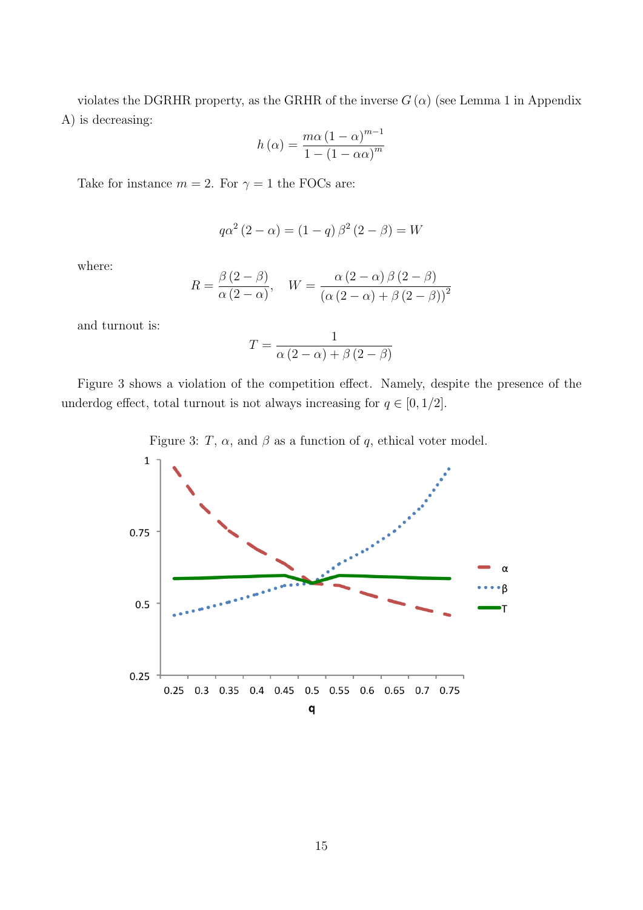violates the DGRHR property, as the GRHR of the inverse $G(\alpha)$ (see Lemma 1 in Appendix A) is decreasing:

$$h(\alpha) = \frac{m\alpha(1-\alpha)^{m-1}}{1-(1-\alpha\alpha)^m}$$

Take for instance $m = 2$. For $\gamma = 1$ the FOCs are:

$$q\alpha^2(2-\alpha) = (1-q)\beta^2(2-\beta) = W$$

where:

$$R = \frac{\beta(2-\beta)}{\alpha(2-\alpha)}, \quad W = \frac{\alpha(2-\alpha)\beta(2-\beta)}{(\alpha(2-\alpha)+\beta(2-\beta))^2}$$

and turnout is:

$$T = \frac{1}{\alpha(2-\alpha)+\beta(2-\beta)}$$

Figure 3 shows a violation of the competition effect. Namely, despite the presence of the underdog effect, total turnout is not always increasing for $q \in [0, 1/2]$.

Figure 3: $T$, $\alpha$, and $\beta$ as a function of $q$, ethical voter model.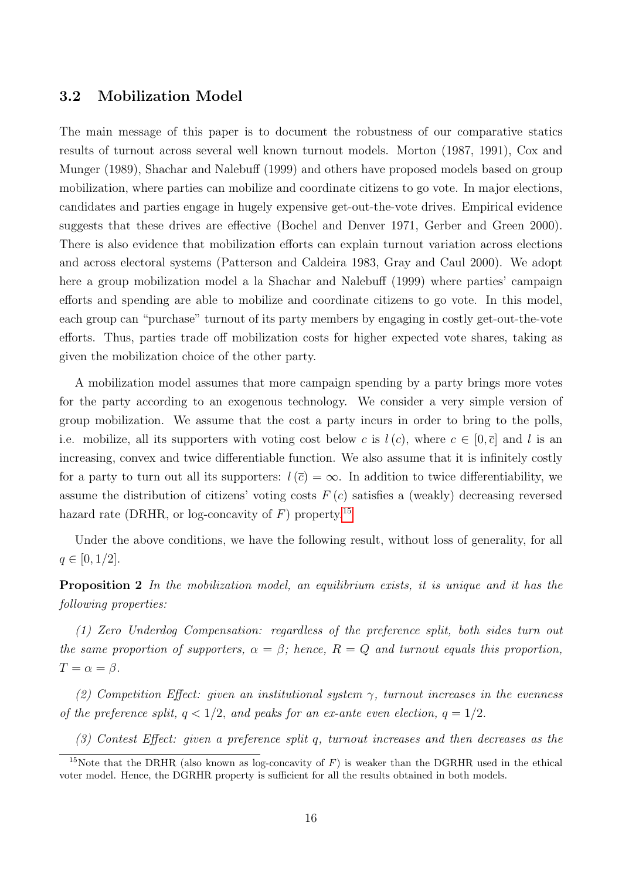### 3.2 Mobilization Model

The main message of this paper is to document the robustness of our comparative statics results of turnout across several well known turnout models. Morton (1987, 1991), Cox and Munger (1989), Shachar and Nalebuff (1999) and others have proposed models based on group mobilization, where parties can mobilize and coordinate citizens to go vote. In major elections, candidates and parties engage in hugely expensive get-out-the-vote drives. Empirical evidence suggests that these drives are effective (Bochel and Denver 1971, Gerber and Green 2000). There is also evidence that mobilization efforts can explain turnout variation across elections and across electoral systems (Patterson and Caldeira 1983, Gray and Caul 2000). We adopt here a group mobilization model a la Shachar and Nalebuff (1999) where parties' campaign efforts and spending are able to mobilize and coordinate citizens to go vote. In this model, each group can "purchase" turnout of its party members by engaging in costly get-out-the-vote efforts. Thus, parties trade off mobilization costs for higher expected vote shares, taking as given the mobilization choice of the other party.

A mobilization model assumes that more campaign spending by a party brings more votes for the party according to an exogenous technology. We consider a very simple version of group mobilization. We assume that the cost a party incurs in order to bring to the polls, i.e. mobilize, all its supporters with voting cost below $c$ is $l(c)$, where $c \in [0, \overline{c}]$ and $l$ is an increasing, convex and twice differentiable function. We also assume that it is infinitely costly for a party to turn out all its supporters: $l(\overline{c}) = \infty$. In addition to twice differentiability, we assume the distribution of citizens' voting costs $F(c)$ satisfies a (weakly) decreasing reversed hazard rate (DRHR, or log-concavity of $F$) property.[15]

Under the above conditions, we have the following result, without loss of generality, for all $q \in [0, 1/2]$.

**Proposition 2** *In the mobilization model, an equilibrium exists, it is unique and it has the following properties:*

*(1) Zero Underdog Compensation: regardless of the preference split, both sides turn out the same proportion of supporters, $\alpha = \beta$; hence, $R = Q$ and turnout equals this proportion, $T = \alpha = \beta$.*

*(2) Competition Effect: given an institutional system $\gamma$, turnout increases in the evenness of the preference split, $q < 1/2$, and peaks for an ex-ante even election, $q = 1/2$.*

*(3) Contest Effect: given a preference split $q$, turnout increases and then decreases as the*

[15] Note that the DRHR (also known as log-concavity of $F$) is weaker than the DGRHR used in the ethical voter model. Hence, the DGRHR property is sufficient for all the results obtained in both models.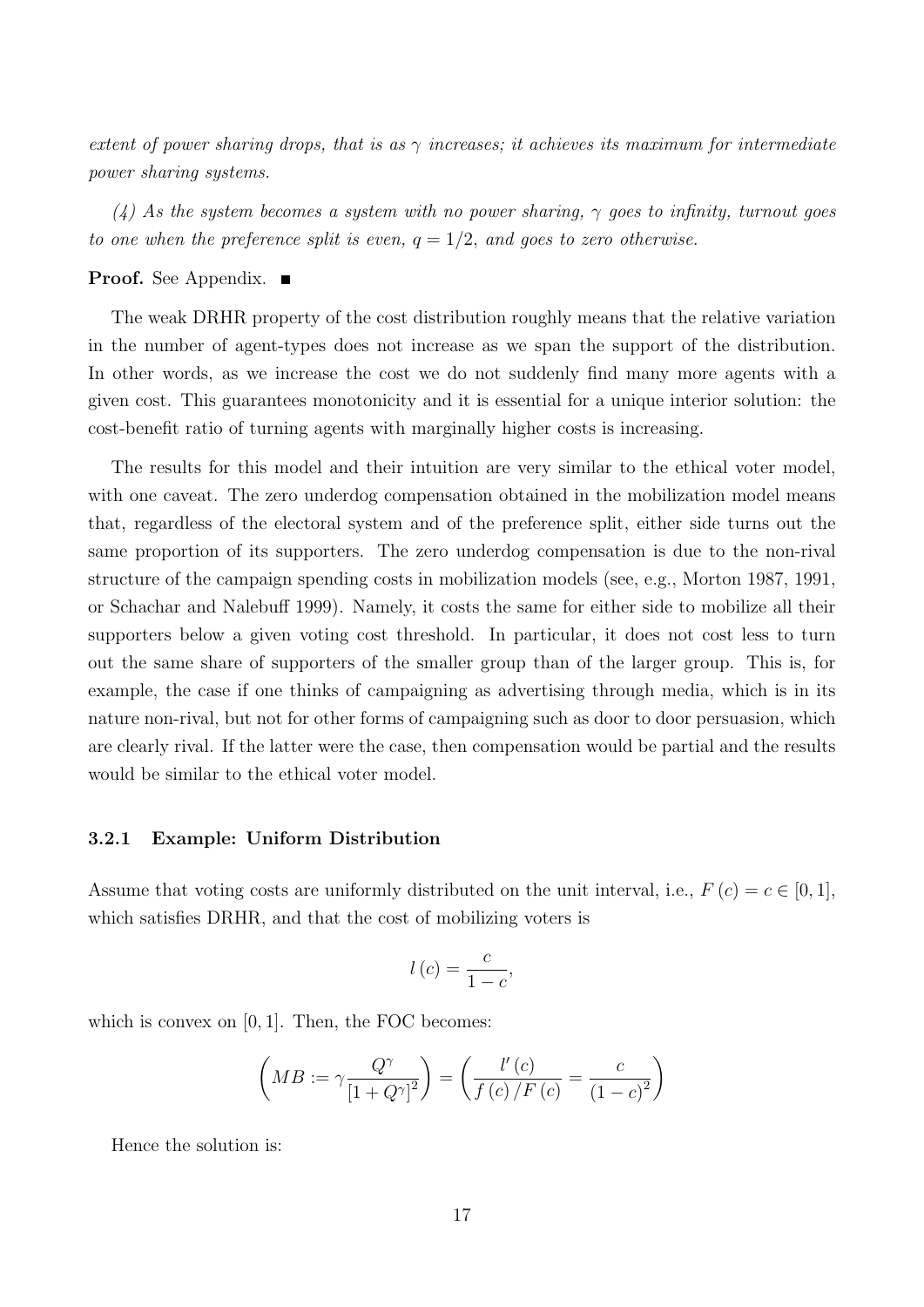*extent of power sharing drops, that is as $\gamma$ increases; it achieves its maximum for intermediate power sharing systems.*

*(4) As the system becomes a system with no power sharing, $\gamma$ goes to infinity, turnout goes to one when the preference split is even, $q = 1/2$, and goes to zero otherwise.*

**Proof.** See Appendix. ■

The weak DRHR property of the cost distribution roughly means that the relative variation in the number of agent-types does not increase as we span the support of the distribution. In other words, as we increase the cost we do not suddenly find many more agents with a given cost. This guarantees monotonicity and it is essential for a unique interior solution: the cost-benefit ratio of turning agents with marginally higher costs is increasing.

The results for this model and their intuition are very similar to the ethical voter model, with one caveat. The zero underdog compensation obtained in the mobilization model means that, regardless of the electoral system and of the preference split, either side turns out the same proportion of its supporters. The zero underdog compensation is due to the non-rival structure of the campaign spending costs in mobilization models (see, e.g., Morton 1987, 1991, or Schachar and Nalebuff 1999). Namely, it costs the same for either side to mobilize all their supporters below a given voting cost threshold. In particular, it does not cost less to turn out the same share of supporters of the smaller group than of the larger group. This is, for example, the case if one thinks of campaigning as advertising through media, which is in its nature non-rival, but not for other forms of campaigning such as door to door persuasion, which are clearly rival. If the latter were the case, then compensation would be partial and the results would be similar to the ethical voter model.

### 3.2.1 Example: Uniform Distribution

Assume that voting costs are uniformly distributed on the unit interval, i.e., $F(c) = c \in [0, 1]$, which satisfies DRHR, and that the cost of mobilizing voters is

$$l(c) = \frac{c}{1-c},$$

which is convex on $[0, 1]$. Then, the FOC becomes:

$$\left( MB := \gamma \frac{Q^\gamma}{[1 + Q^\gamma]^2} \right) = \left( \frac{l'(c)}{f(c)/F(c)} = \frac{c}{(1-c)^2} \right)$$

Hence the solution is: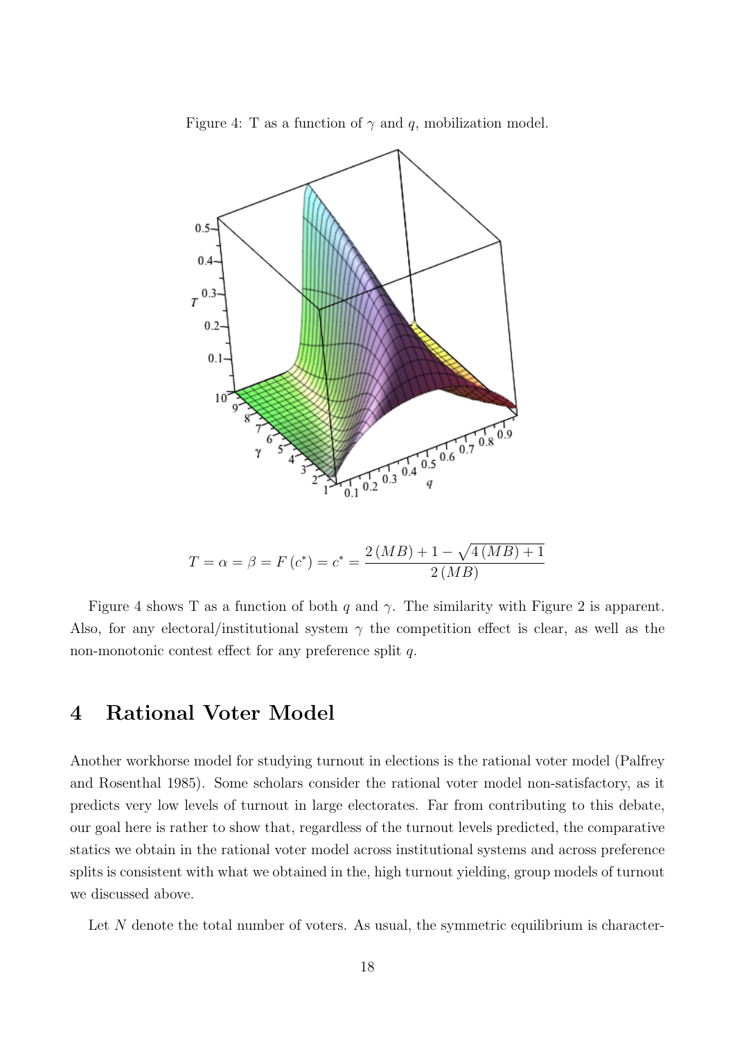Figure 4: T as a function of $\gamma$ and $q$, mobilization model.

$$T = \alpha = \beta = F(c^*) = c^* = \frac{2(MB) + 1 - \sqrt{4(MB) + 1}}{2(MB)}$$

Figure 4 shows T as a function of both $q$ and $\gamma$. The similarity with Figure 2 is apparent. Also, for any electoral/institutional system $\gamma$ the competition effect is clear, as well as the non-monotonic contest effect for any preference split $q$.

# 4 Rational Voter Model

Another workhorse model for studying turnout in elections is the rational voter model (Palfrey and Rosenthal 1985). Some scholars consider the rational voter model non-satisfactory, as it predicts very low levels of turnout in large electorates. Far from contributing to this debate, our goal here is rather to show that, regardless of the turnout levels predicted, the comparative statics we obtain in the rational voter model across institutional systems and across preference splits is consistent with what we obtained in the, high turnout yielding, group models of turnout we discussed above.

Let $N$ denote the total number of voters. As usual, the symmetric equilibrium is character-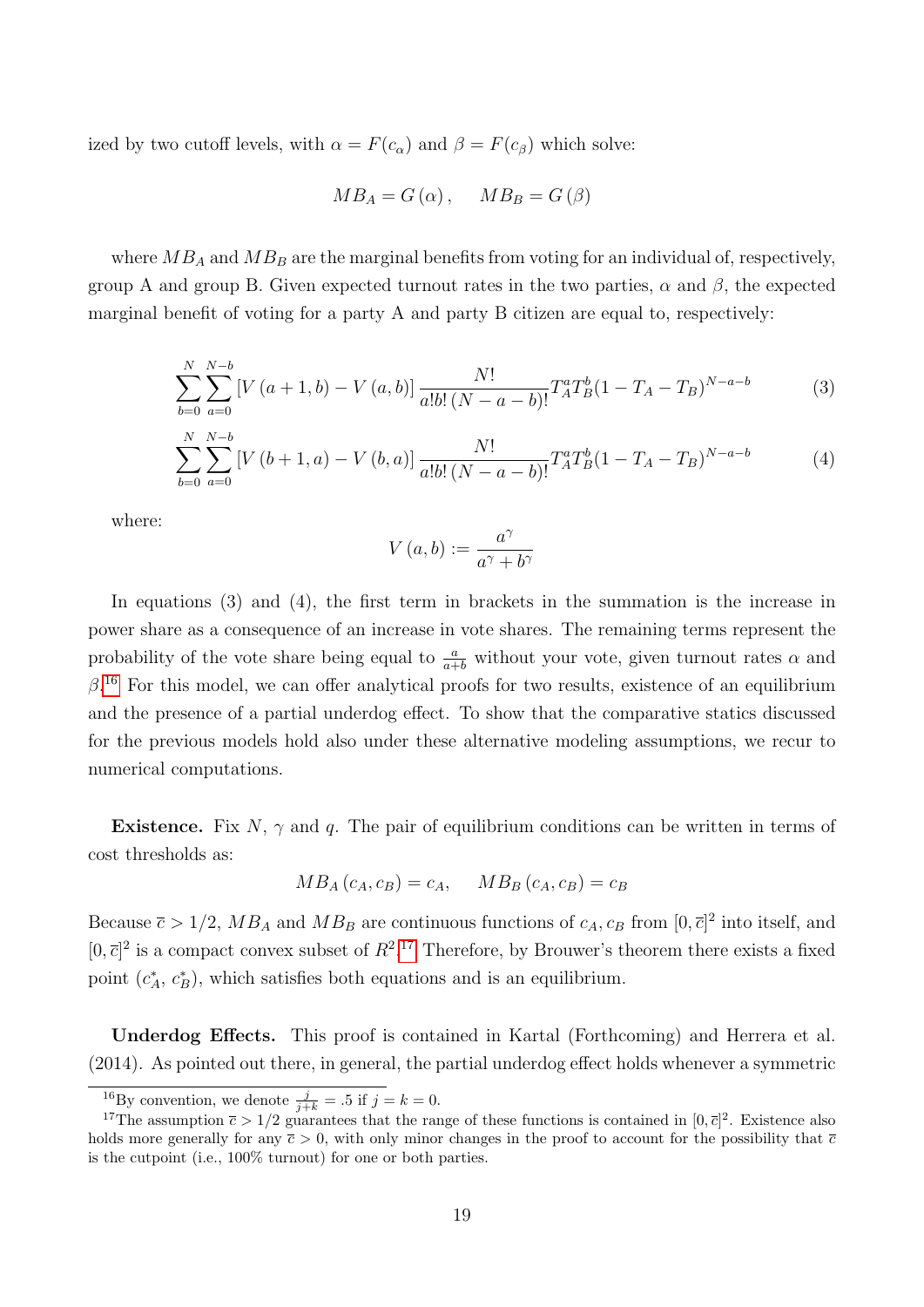ized by two cutoff levels, with $\alpha = F(c_\alpha)$ and $\beta = F(c_\beta)$ which solve:

$$MB_A = G(\alpha), \quad MB_B = G(\beta)$$

where $MB_A$ and $MB_B$ are the marginal benefits from voting for an individual of, respectively, group A and group B. Given expected turnout rates in the two parties, $\alpha$ and $\beta$, the expected marginal benefit of voting for a party A and party B citizen are equal to, respectively:

$$\sum_{b=0}^{N}\sum_{a=0}^{N-b}\left[V(a+1,b)-V(a,b)\right]\frac{N!}{a!b!(N-a-b)!}T_A^aT_B^b(1-T_A-T_B)^{N-a-b} \tag{3}$$

$$\sum_{b=0}^{N}\sum_{a=0}^{N-b}\left[V(b+1,a)-V(b,a)\right]\frac{N!}{a!b!(N-a-b)!}T_A^aT_B^b(1-T_A-T_B)^{N-a-b} \tag{4}$$

where:

$$V(a,b) := \frac{a^\gamma}{a^\gamma + b^\gamma}$$

In equations (3) and (4), the first term in brackets in the summation is the increase in power share as a consequence of an increase in vote shares. The remaining terms represent the probability of the vote share being equal to $\frac{a}{a+b}$ without your vote, given turnout rates $\alpha$ and $\beta$.[16] For this model, we can offer analytical proofs for two results, existence of an equilibrium and the presence of a partial underdog effect. To show that the comparative statics discussed for the previous models hold also under these alternative modeling assumptions, we recur to numerical computations.

**Existence.** Fix $N$, $\gamma$ and $q$. The pair of equilibrium conditions can be written in terms of cost thresholds as:

$$MB_A(c_A, c_B) = c_A, \quad MB_B(c_A, c_B) = c_B$$

Because $\overline{c} > 1/2$, $MB_A$ and $MB_B$ are continuous functions of $c_A, c_B$ from $[0, \overline{c}]^2$ into itself, and $[0, \overline{c}]^2$ is a compact convex subset of $R^2$.[17] Therefore, by Brouwer's theorem there exists a fixed point ($c_A^*$, $c_B^*$), which satisfies both equations and is an equilibrium.

**Underdog Effects.** This proof is contained in Kartal (Forthcoming) and Herrera et al. (2014). As pointed out there, in general, the partial underdog effect holds whenever a symmetric

[16] By convention, we denote $\frac{j}{j+k} = .5$ if $j = k = 0$.

[17] The assumption $\overline{c} > 1/2$ guarantees that the range of these functions is contained in $[0, \overline{c}]^2$. Existence also holds more generally for any $\overline{c} > 0$, with only minor changes in the proof to account for the possibility that $\overline{c}$ is the cutpoint (i.e., 100% turnout) for one or both parties.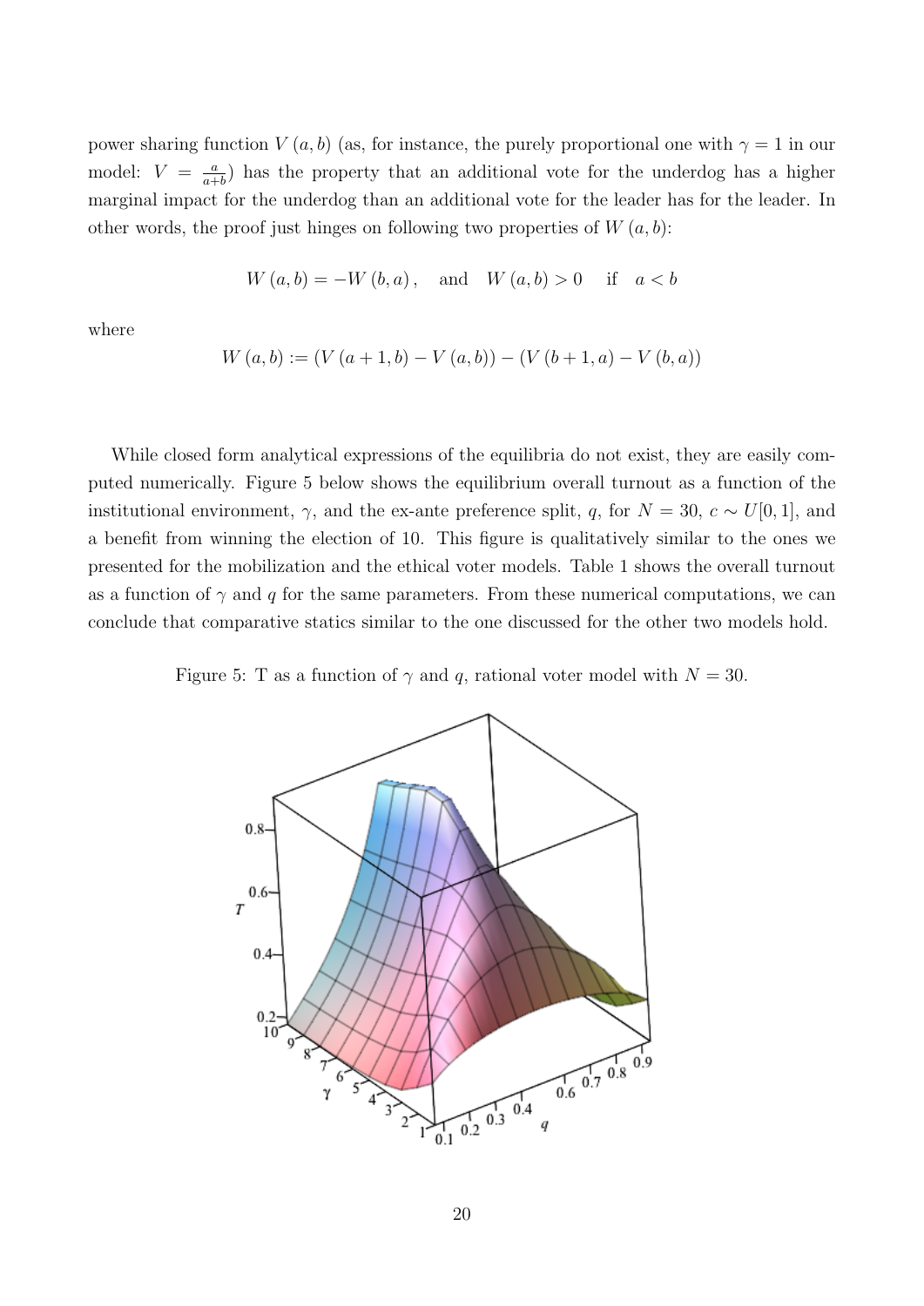power sharing function $V(a,b)$ (as, for instance, the purely proportional one with $\gamma = 1$ in our model: $V = \frac{a}{a+b}$) has the property that an additional vote for the underdog has a higher marginal impact for the underdog than an additional vote for the leader has for the leader. In other words, the proof just hinges on following two properties of $W(a,b)$:

$$W(a,b) = -W(b,a), \quad \text{and} \quad W(a,b) > 0 \quad \text{if} \quad a < b$$

where

$$W(a,b) := (V(a+1,b) - V(a,b)) - (V(b+1,a) - V(b,a))$$

While closed form analytical expressions of the equilibria do not exist, they are easily computed numerically. Figure 5 below shows the equilibrium overall turnout as a function of the institutional environment, $\gamma$, and the ex-ante preference split, $q$, for $N = 30$, $c \sim U[0,1]$, and a benefit from winning the election of 10. This figure is qualitatively similar to the ones we presented for the mobilization and the ethical voter models. Table 1 shows the overall turnout as a function of $\gamma$ and $q$ for the same parameters. From these numerical computations, we can conclude that comparative statics similar to the one discussed for the other two models hold.

Figure 5: T as a function of $\gamma$ and $q$, rational voter model with $N = 30$.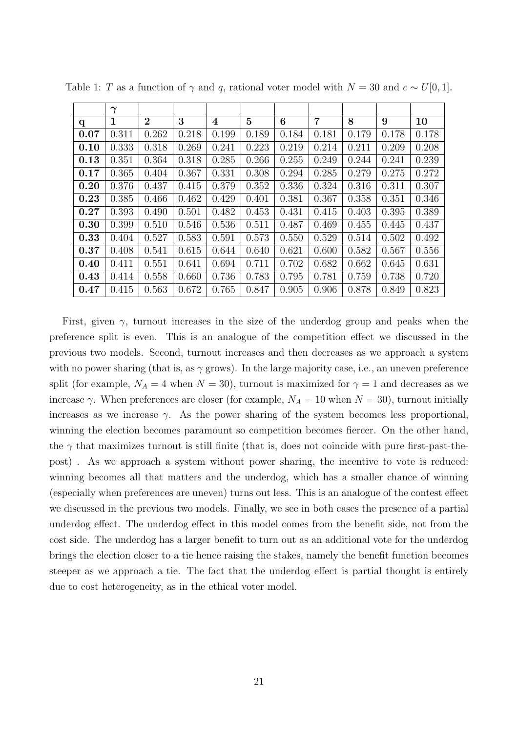Table 1: $T$ as a function of $\gamma$ and $q$, rational voter model with $N = 30$ and $c \sim U[0, 1]$.

| | $\gamma$ | | | | | | | | | |
|---|---|---|---|---|---|---|---|---|---|---|
| **q** | **1** | **2** | **3** | **4** | **5** | **6** | **7** | **8** | **9** | **10** |
| **0.07** | 0.311 | 0.262 | 0.218 | 0.199 | 0.189 | 0.184 | 0.181 | 0.179 | 0.178 | 0.178 |
| **0.10** | 0.333 | 0.318 | 0.269 | 0.241 | 0.223 | 0.219 | 0.214 | 0.211 | 0.209 | 0.208 |
| **0.13** | 0.351 | 0.364 | 0.318 | 0.285 | 0.266 | 0.255 | 0.249 | 0.244 | 0.241 | 0.239 |
| **0.17** | 0.365 | 0.404 | 0.367 | 0.331 | 0.308 | 0.294 | 0.285 | 0.279 | 0.275 | 0.272 |
| **0.20** | 0.376 | 0.437 | 0.415 | 0.379 | 0.352 | 0.336 | 0.324 | 0.316 | 0.311 | 0.307 |
| **0.23** | 0.385 | 0.466 | 0.462 | 0.429 | 0.401 | 0.381 | 0.367 | 0.358 | 0.351 | 0.346 |
| **0.27** | 0.393 | 0.490 | 0.501 | 0.482 | 0.453 | 0.431 | 0.415 | 0.403 | 0.395 | 0.389 |
| **0.30** | 0.399 | 0.510 | 0.546 | 0.536 | 0.511 | 0.487 | 0.469 | 0.455 | 0.445 | 0.437 |
| **0.33** | 0.404 | 0.527 | 0.583 | 0.591 | 0.573 | 0.550 | 0.529 | 0.514 | 0.502 | 0.492 |
| **0.37** | 0.408 | 0.541 | 0.615 | 0.644 | 0.640 | 0.621 | 0.600 | 0.582 | 0.567 | 0.556 |
| **0.40** | 0.411 | 0.551 | 0.641 | 0.694 | 0.711 | 0.702 | 0.682 | 0.662 | 0.645 | 0.631 |
| **0.43** | 0.414 | 0.558 | 0.660 | 0.736 | 0.783 | 0.795 | 0.781 | 0.759 | 0.738 | 0.720 |
| **0.47** | 0.415 | 0.563 | 0.672 | 0.765 | 0.847 | 0.905 | 0.906 | 0.878 | 0.849 | 0.823 |

First, given $\gamma$, turnout increases in the size of the underdog group and peaks when the preference split is even. This is an analogue of the competition effect we discussed in the previous two models. Second, turnout increases and then decreases as we approach a system with no power sharing (that is, as $\gamma$ grows). In the large majority case, i.e., an uneven preference split (for example, $N_A = 4$ when $N = 30$), turnout is maximized for $\gamma = 1$ and decreases as we increase $\gamma$. When preferences are closer (for example, $N_A = 10$ when $N = 30$), turnout initially increases as we increase $\gamma$. As the power sharing of the system becomes less proportional, winning the election becomes paramount so competition becomes fiercer. On the other hand, the $\gamma$ that maximizes turnout is still finite (that is, does not coincide with pure first-past-the-post) . As we approach a system without power sharing, the incentive to vote is reduced: winning becomes all that matters and the underdog, which has a smaller chance of winning (especially when preferences are uneven) turns out less. This is an analogue of the contest effect we discussed in the previous two models. Finally, we see in both cases the presence of a partial underdog effect. The underdog effect in this model comes from the benefit side, not from the cost side. The underdog has a larger benefit to turn out as an additional vote for the underdog brings the election closer to a tie hence raising the stakes, namely the benefit function becomes steeper as we approach a tie. The fact that the underdog effect is partial thought is entirely due to cost heterogeneity, as in the ethical voter model.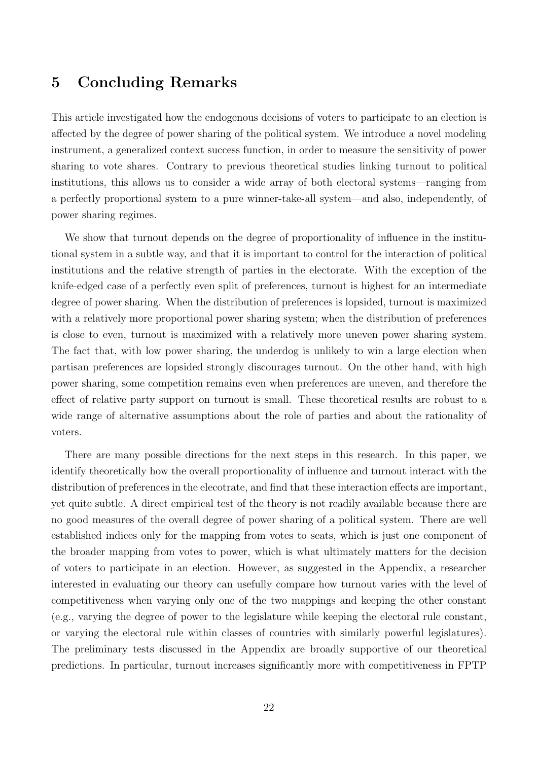## 5 Concluding Remarks

This article investigated how the endogenous decisions of voters to participate to an election is affected by the degree of power sharing of the political system. We introduce a novel modeling instrument, a generalized context success function, in order to measure the sensitivity of power sharing to vote shares. Contrary to previous theoretical studies linking turnout to political institutions, this allows us to consider a wide array of both electoral systems—ranging from a perfectly proportional system to a pure winner-take-all system—and also, independently, of power sharing regimes.

We show that turnout depends on the degree of proportionality of influence in the institutional system in a subtle way, and that it is important to control for the interaction of political institutions and the relative strength of parties in the electorate. With the exception of the knife-edged case of a perfectly even split of preferences, turnout is highest for an intermediate degree of power sharing. When the distribution of preferences is lopsided, turnout is maximized with a relatively more proportional power sharing system; when the distribution of preferences is close to even, turnout is maximized with a relatively more uneven power sharing system. The fact that, with low power sharing, the underdog is unlikely to win a large election when partisan preferences are lopsided strongly discourages turnout. On the other hand, with high power sharing, some competition remains even when preferences are uneven, and therefore the effect of relative party support on turnout is small. These theoretical results are robust to a wide range of alternative assumptions about the role of parties and about the rationality of voters.

There are many possible directions for the next steps in this research. In this paper, we identify theoretically how the overall proportionality of influence and turnout interact with the distribution of preferences in the elecotrate, and find that these interaction effects are important, yet quite subtle. A direct empirical test of the theory is not readily available because there are no good measures of the overall degree of power sharing of a political system. There are well established indices only for the mapping from votes to seats, which is just one component of the broader mapping from votes to power, which is what ultimately matters for the decision of voters to participate in an election. However, as suggested in the Appendix, a researcher interested in evaluating our theory can usefully compare how turnout varies with the level of competitiveness when varying only one of the two mappings and keeping the other constant (e.g., varying the degree of power to the legislature while keeping the electoral rule constant, or varying the electoral rule within classes of countries with similarly powerful legislatures). The preliminary tests discussed in the Appendix are broadly supportive of our theoretical predictions. In particular, turnout increases significantly more with competitiveness in FPTP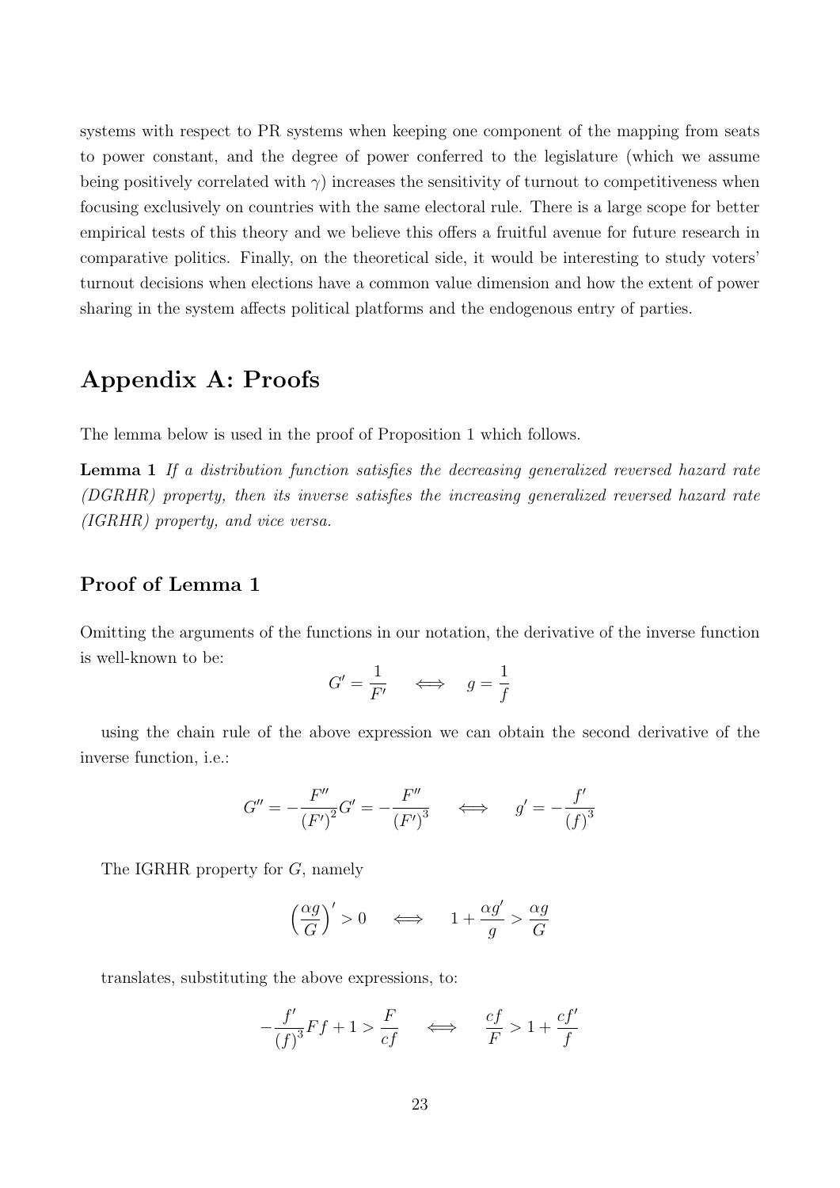systems with respect to PR systems when keeping one component of the mapping from seats to power constant, and the degree of power conferred to the legislature (which we assume being positively correlated with $\gamma$) increases the sensitivity of turnout to competitiveness when focusing exclusively on countries with the same electoral rule. There is a large scope for better empirical tests of this theory and we believe this offers a fruitful avenue for future research in comparative politics. Finally, on the theoretical side, it would be interesting to study voters' turnout decisions when elections have a common value dimension and how the extent of power sharing in the system affects political platforms and the endogenous entry of parties.

# Appendix A: Proofs

The lemma below is used in the proof of Proposition 1 which follows.

**Lemma 1** *If a distribution function satisfies the decreasing generalized reversed hazard rate (DGRHR) property, then its inverse satisfies the increasing generalized reversed hazard rate (IGRHR) property, and vice versa.*

## Proof of Lemma 1

Omitting the arguments of the functions in our notation, the derivative of the inverse function is well-known to be:

$$G' = \frac{1}{F'} \quad \iff \quad g = \frac{1}{f}$$

using the chain rule of the above expression we can obtain the second derivative of the inverse function, i.e.:

$$G'' = -\frac{F''}{(F')^2}G' = -\frac{F''}{(F')^3} \quad \iff \quad g' = -\frac{f'}{(f)^3}$$

The IGRHR property for $G$, namely

$$\left(\frac{\alpha g}{G}\right)' > 0 \quad \iff \quad 1 + \frac{\alpha g'}{g} > \frac{\alpha g}{G}$$

translates, substituting the above expressions, to:

$$-\frac{f'}{(f)^3}Ff + 1 > \frac{F}{cf} \quad \iff \quad \frac{cf}{F} > 1 + \frac{cf'}{f}$$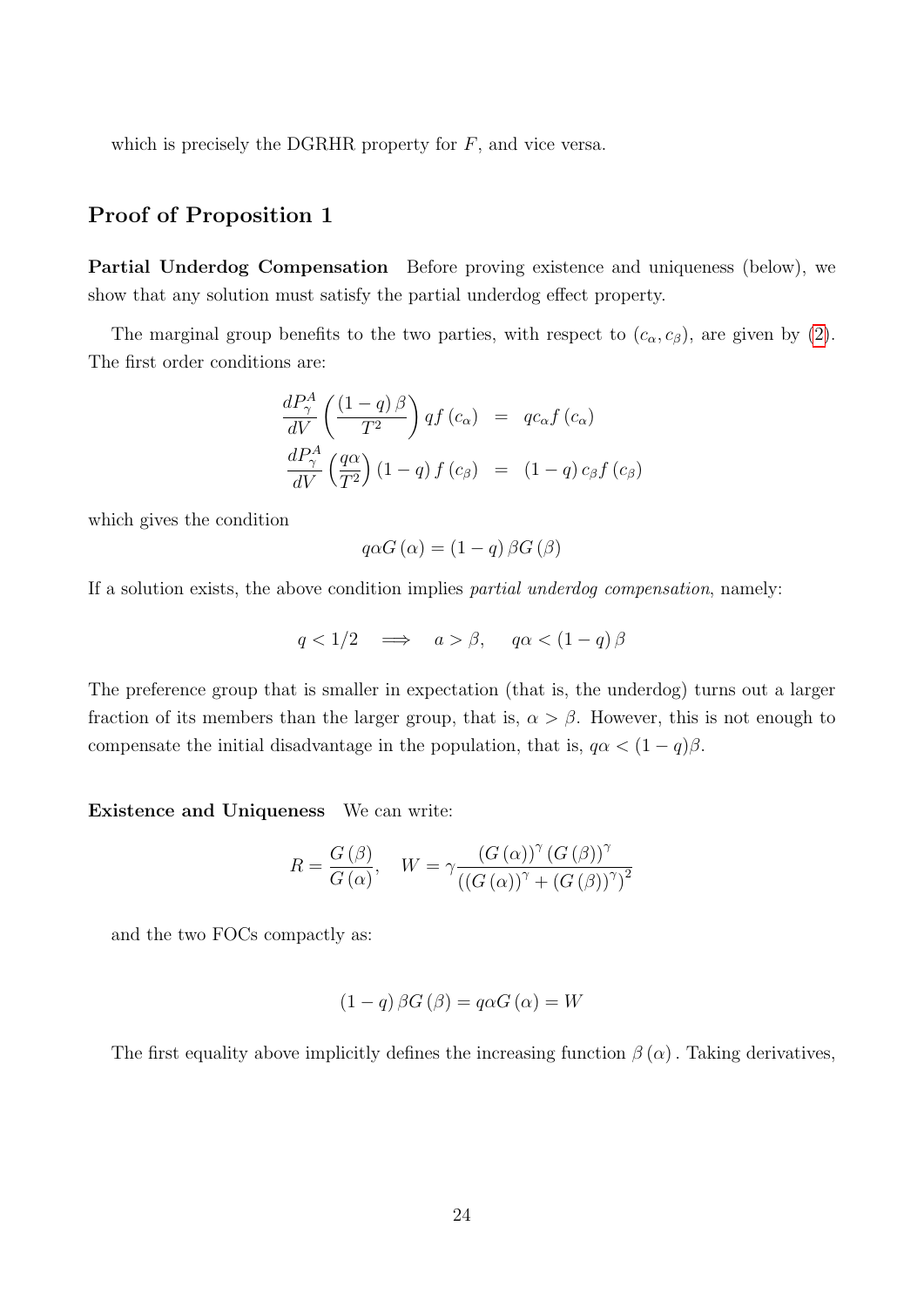which is precisely the DGRHR property for $F$, and vice versa.

## Proof of Proposition 1

**Partial Underdog Compensation** Before proving existence and uniqueness (below), we show that any solution must satisfy the partial underdog effect property.

The marginal group benefits to the two parties, with respect to $(c_\alpha, c_\beta)$, are given by (2). The first order conditions are:

$$\frac{dP_\gamma^A}{dV}\left(\frac{(1-q)\beta}{T^2}\right)qf(c_\alpha) = qc_\alpha f(c_\alpha)$$

$$\frac{dP_\gamma^A}{dV}\left(\frac{q\alpha}{T^2}\right)(1-q)f(c_\beta) = (1-q)c_\beta f(c_\beta)$$

which gives the condition

$$q\alpha G(\alpha) = (1-q)\beta G(\beta)$$

If a solution exists, the above condition implies *partial underdog compensation*, namely:

$$q < 1/2 \implies a > \beta, \quad q\alpha < (1-q)\beta$$

The preference group that is smaller in expectation (that is, the underdog) turns out a larger fraction of its members than the larger group, that is, $\alpha > \beta$. However, this is not enough to compensate the initial disadvantage in the population, that is, $q\alpha < (1-q)\beta$.

**Existence and Uniqueness** We can write:

$$R = \frac{G(\beta)}{G(\alpha)}, \quad W = \gamma\frac{(G(\alpha))^\gamma (G(\beta))^\gamma}{\left((G(\alpha))^\gamma + (G(\beta))^\gamma\right)^2}$$

and the two FOCs compactly as:

$$(1-q)\beta G(\beta) = q\alpha G(\alpha) = W$$

The first equality above implicitly defines the increasing function $\beta(\alpha)$. Taking derivatives,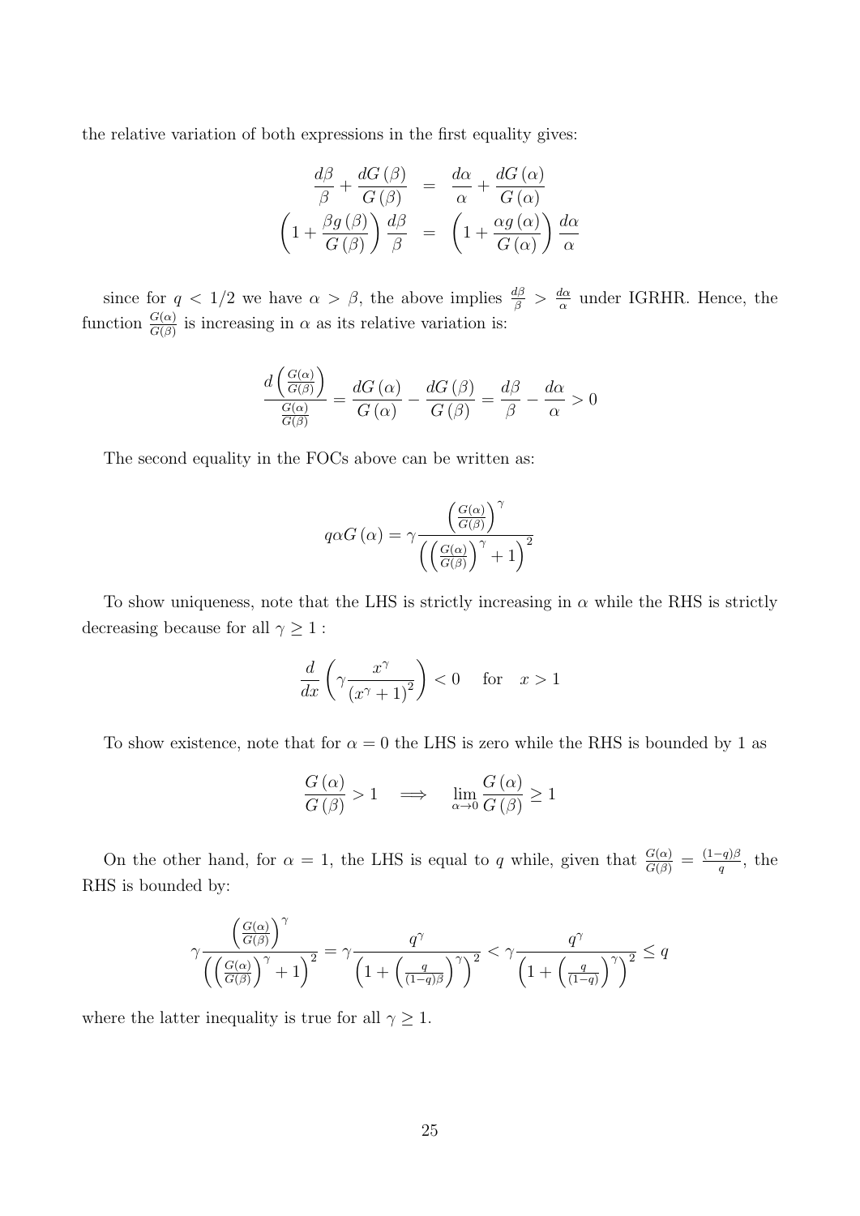the relative variation of both expressions in the first equality gives:

$$
\begin{aligned}
\frac{d\beta}{\beta} + \frac{dG(\beta)}{G(\beta)} &= \frac{d\alpha}{\alpha} + \frac{dG(\alpha)}{G(\alpha)} \\
\left(1 + \frac{\beta g(\beta)}{G(\beta)}\right)\frac{d\beta}{\beta} &= \left(1 + \frac{\alpha g(\alpha)}{G(\alpha)}\right)\frac{d\alpha}{\alpha}
\end{aligned}
$$

since for $q < 1/2$ we have $\alpha > \beta$, the above implies $\frac{d\beta}{\beta} > \frac{d\alpha}{\alpha}$ under IGRHR. Hence, the function $\frac{G(\alpha)}{G(\beta)}$ is increasing in $\alpha$ as its relative variation is:

$$
\frac{d\left(\frac{G(\alpha)}{G(\beta)}\right)}{\frac{G(\alpha)}{G(\beta)}} = \frac{dG(\alpha)}{G(\alpha)} - \frac{dG(\beta)}{G(\beta)} = \frac{d\beta}{\beta} - \frac{d\alpha}{\alpha} > 0
$$

The second equality in the FOCs above can be written as:

$$
q\alpha G(\alpha) = \gamma \frac{\left(\frac{G(\alpha)}{G(\beta)}\right)^{\gamma}}{\left(\left(\frac{G(\alpha)}{G(\beta)}\right)^{\gamma} + 1\right)^2}
$$

To show uniqueness, note that the LHS is strictly increasing in $\alpha$ while the RHS is strictly decreasing because for all $\gamma \geq 1$ :

$$
\frac{d}{dx}\left(\gamma \frac{x^{\gamma}}{(x^{\gamma}+1)^2}\right) < 0 \quad \text{for} \quad x > 1
$$

To show existence, note that for $\alpha = 0$ the LHS is zero while the RHS is bounded by 1 as

$$
\frac{G(\alpha)}{G(\beta)} > 1 \quad \Longrightarrow \quad \lim_{\alpha \to 0} \frac{G(\alpha)}{G(\beta)} \geq 1
$$

On the other hand, for $\alpha = 1$, the LHS is equal to $q$ while, given that $\frac{G(\alpha)}{G(\beta)} = \frac{(1-q)\beta}{q}$, the RHS is bounded by:

$$
\gamma \frac{\left(\frac{G(\alpha)}{G(\beta)}\right)^{\gamma}}{\left(\left(\frac{G(\alpha)}{G(\beta)}\right)^{\gamma} + 1\right)^2} = \gamma \frac{q^{\gamma}}{\left(1 + \left(\frac{q}{(1-q)\beta}\right)^{\gamma}\right)^2} < \gamma \frac{q^{\gamma}}{\left(1 + \left(\frac{q}{(1-q)}\right)^{\gamma}\right)^2} \leq q
$$

where the latter inequality is true for all $\gamma \geq 1$.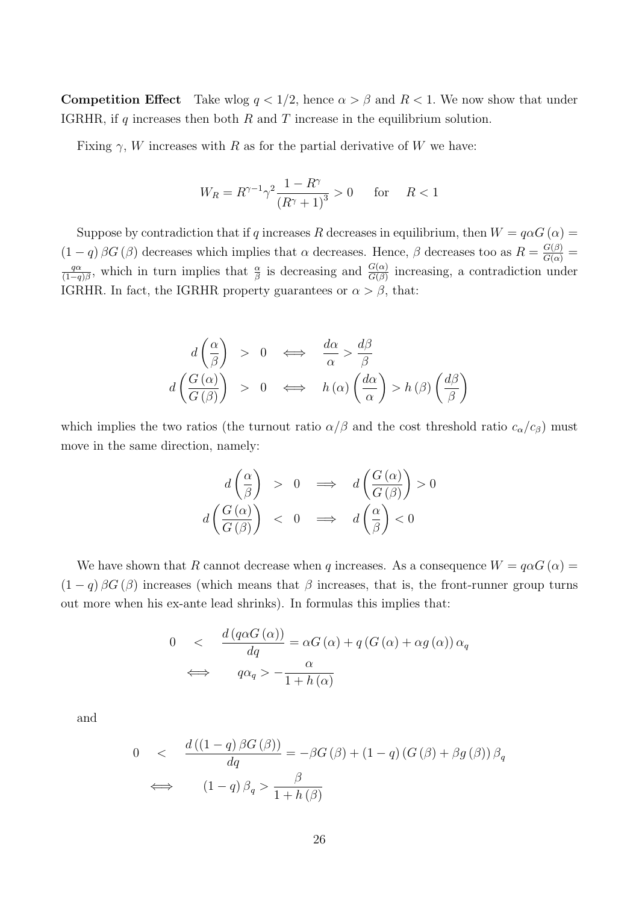**Competition Effect** Take wlog $q < 1/2$, hence $\alpha > \beta$ and $R < 1$. We now show that under IGRHR, if $q$ increases then both $R$ and $T$ increase in the equilibrium solution.

Fixing $\gamma$, $W$ increases with $R$ as for the partial derivative of $W$ we have:

$$W_R = R^{\gamma-1}\gamma^2 \frac{1-R^\gamma}{(R^\gamma+1)^3} > 0 \qquad \text{for} \qquad R < 1$$

Suppose by contradiction that if $q$ increases $R$ decreases in equilibrium, then $W = q\alpha G(\alpha) = (1-q)\beta G(\beta)$ decreases which implies that $\alpha$ decreases. Hence, $\beta$ decreases too as $R = \frac{G(\beta)}{G(\alpha)} = \frac{q\alpha}{(1-q)\beta}$, which in turn implies that $\frac{\alpha}{\beta}$ is decreasing and $\frac{G(\alpha)}{G(\beta)}$ increasing, a contradiction under IGRHR. In fact, the IGRHR property guarantees or $\alpha > \beta$, that:

$$\begin{aligned} d\left(\frac{\alpha}{\beta}\right) &> 0 \iff \frac{d\alpha}{\alpha} > \frac{d\beta}{\beta} \\ d\left(\frac{G(\alpha)}{G(\beta)}\right) &> 0 \iff h(\alpha)\left(\frac{d\alpha}{\alpha}\right) > h(\beta)\left(\frac{d\beta}{\beta}\right) \end{aligned}$$

which implies the two ratios (the turnout ratio $\alpha/\beta$ and the cost threshold ratio $c_\alpha/c_\beta$) must move in the same direction, namely:

$$\begin{aligned} d\left(\frac{\alpha}{\beta}\right) &> 0 \implies d\left(\frac{G(\alpha)}{G(\beta)}\right) > 0 \\ d\left(\frac{G(\alpha)}{G(\beta)}\right) &< 0 \implies d\left(\frac{\alpha}{\beta}\right) < 0 \end{aligned}$$

We have shown that $R$ cannot decrease when $q$ increases. As a consequence $W = q\alpha G(\alpha) = (1-q)\beta G(\beta)$ increases (which means that $\beta$ increases, that is, the front-runner group turns out more when his ex-ante lead shrinks). In formulas this implies that:

$$\begin{aligned} 0 \quad &< \quad \frac{d(q\alpha G(\alpha))}{dq} = \alpha G(\alpha) + q(G(\alpha) + \alpha g(\alpha))\alpha_q \\ &\iff \qquad q\alpha_q > -\frac{\alpha}{1+h(\alpha)} \end{aligned}$$

and

$$\begin{aligned} 0 \quad &< \quad \frac{d((1-q)\beta G(\beta))}{dq} = -\beta G(\beta) + (1-q)(G(\beta) + \beta g(\beta))\beta_q \\ &\iff \qquad (1-q)\beta_q > \frac{\beta}{1+h(\beta)} \end{aligned}$$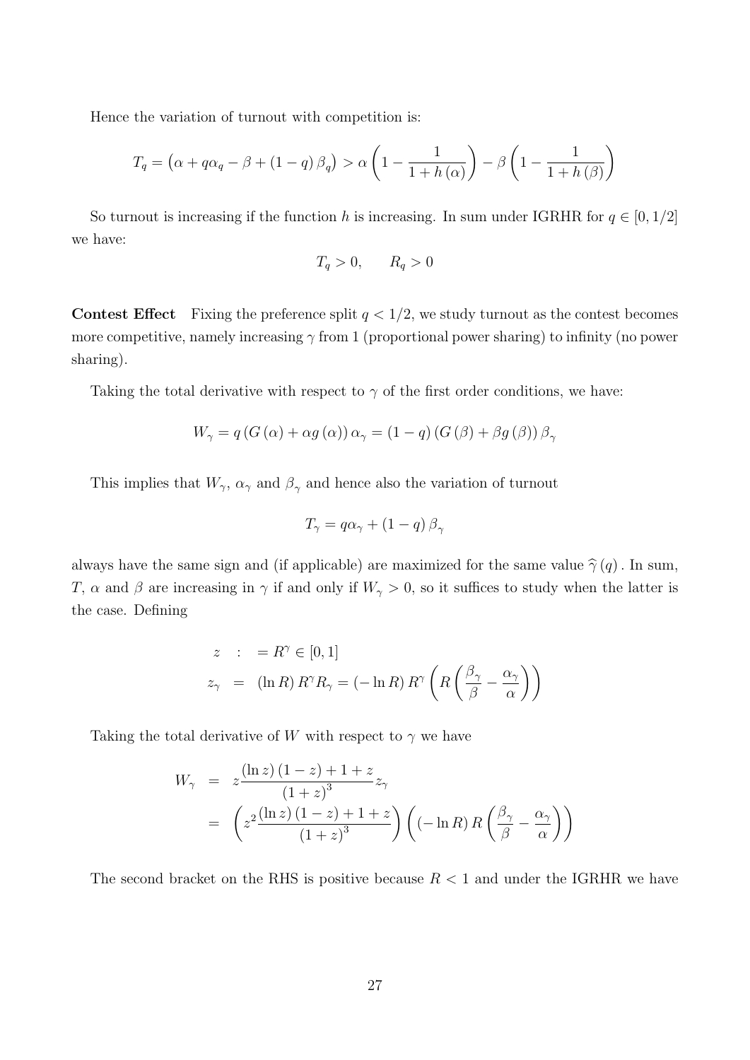Hence the variation of turnout with competition is:

$$T_q = \left(\alpha + q\alpha_q - \beta + (1-q)\,\beta_q\right) > \alpha\left(1 - \frac{1}{1+h(\alpha)}\right) - \beta\left(1 - \frac{1}{1+h(\beta)}\right)$$

So turnout is increasing if the function $h$ is increasing. In sum under IGRHR for $q \in [0, 1/2]$ we have:

$$T_q > 0, \qquad R_q > 0$$

**Contest Effect** Fixing the preference split $q < 1/2$, we study turnout as the contest becomes more competitive, namely increasing $\gamma$ from 1 (proportional power sharing) to infinity (no power sharing).

Taking the total derivative with respect to $\gamma$ of the first order conditions, we have:

$$W_\gamma = q\left(G(\alpha) + \alpha g(\alpha)\right)\alpha_\gamma = (1-q)\left(G(\beta) + \beta g(\beta)\right)\beta_\gamma$$

This implies that $W_\gamma$, $\alpha_\gamma$ and $\beta_\gamma$ and hence also the variation of turnout

$$T_\gamma = q\alpha_\gamma + (1-q)\,\beta_\gamma$$

always have the same sign and (if applicable) are maximized for the same value $\widehat{\gamma}(q)$. In sum, $T$, $\alpha$ and $\beta$ are increasing in $\gamma$ if and only if $W_\gamma > 0$, so it suffices to study when the latter is the case. Defining

$$\begin{aligned} z &:= R^\gamma \in [0,1] \\ z_\gamma &= (\ln R)\, R^\gamma R_\gamma = (-\ln R)\, R^\gamma \left(R\left(\frac{\beta_\gamma}{\beta} - \frac{\alpha_\gamma}{\alpha}\right)\right) \end{aligned}$$

Taking the total derivative of $W$ with respect to $\gamma$ we have

$$\begin{aligned} W_\gamma &= z\frac{(\ln z)(1-z) + 1 + z}{(1+z)^3} z_\gamma \\ &= \left(z^2\frac{(\ln z)(1-z) + 1 + z}{(1+z)^3}\right)\left((-\ln R)\, R\left(\frac{\beta_\gamma}{\beta} - \frac{\alpha_\gamma}{\alpha}\right)\right) \end{aligned}$$

The second bracket on the RHS is positive because $R < 1$ and under the IGRHR we have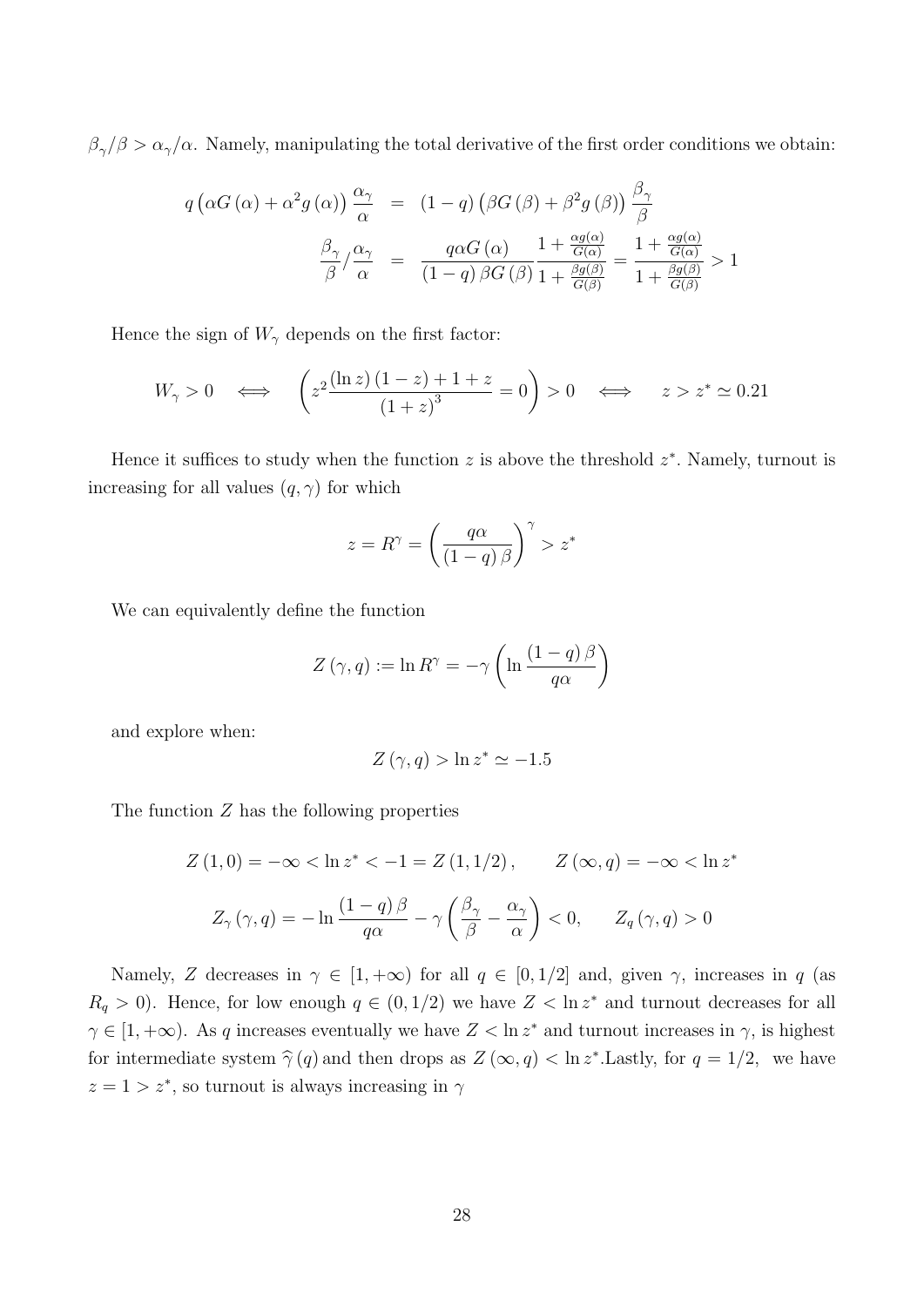$\beta_\gamma/\beta > \alpha_\gamma/\alpha$. Namely, manipulating the total derivative of the first order conditions we obtain:

$$
\begin{aligned}
q\left(\alpha G(\alpha)+\alpha^2 g(\alpha)\right)\frac{\alpha_\gamma}{\alpha} &= (1-q)\left(\beta G(\beta)+\beta^2 g(\beta)\right)\frac{\beta_\gamma}{\beta} \\
\frac{\beta_\gamma}{\beta}/\frac{\alpha_\gamma}{\alpha} &= \frac{q\alpha G(\alpha)}{(1-q)\beta G(\beta)}\frac{1+\frac{\alpha g(\alpha)}{G(\alpha)}}{1+\frac{\beta g(\beta)}{G(\beta)}} = \frac{1+\frac{\alpha g(\alpha)}{G(\alpha)}}{1+\frac{\beta g(\beta)}{G(\beta)}} > 1
\end{aligned}
$$

Hence the sign of $W_\gamma$ depends on the first factor:

$$
W_\gamma > 0 \iff \left(z^2\frac{(\ln z)(1-z)+1+z}{(1+z)^3} = 0\right) > 0 \iff z > z^* \simeq 0.21
$$

Hence it suffices to study when the function $z$ is above the threshold $z^*$. Namely, turnout is increasing for all values $(q,\gamma)$ for which

$$
z = R^\gamma = \left(\frac{q\alpha}{(1-q)\beta}\right)^\gamma > z^*
$$

We can equivalently define the function

$$
Z(\gamma,q) := \ln R^\gamma = -\gamma\left(\ln\frac{(1-q)\beta}{q\alpha}\right)
$$

and explore when:

$$
Z(\gamma,q) > \ln z^* \simeq -1.5
$$

The function $Z$ has the following properties

$$
Z(1,0) = -\infty < \ln z^* < -1 = Z(1,1/2), \qquad Z(\infty,q) = -\infty < \ln z^*
$$

$$
Z_\gamma(\gamma,q) = -\ln\frac{(1-q)\beta}{q\alpha} - \gamma\left(\frac{\beta_\gamma}{\beta}-\frac{\alpha_\gamma}{\alpha}\right) < 0, \qquad Z_q(\gamma,q) > 0
$$

Namely, $Z$ decreases in $\gamma \in [1,+\infty)$ for all $q \in [0,1/2]$ and, given $\gamma$, increases in $q$ (as $R_q > 0$). Hence, for low enough $q \in (0,1/2)$ we have $Z < \ln z^*$ and turnout decreases for all $\gamma \in [1,+\infty)$. As $q$ increases eventually we have $Z < \ln z^*$ and turnout increases in $\gamma$, is highest for intermediate system $\widehat{\gamma}(q)$ and then drops as $Z(\infty,q) < \ln z^*$.Lastly, for $q = 1/2$, we have $z = 1 > z^*$, so turnout is always increasing in $\gamma$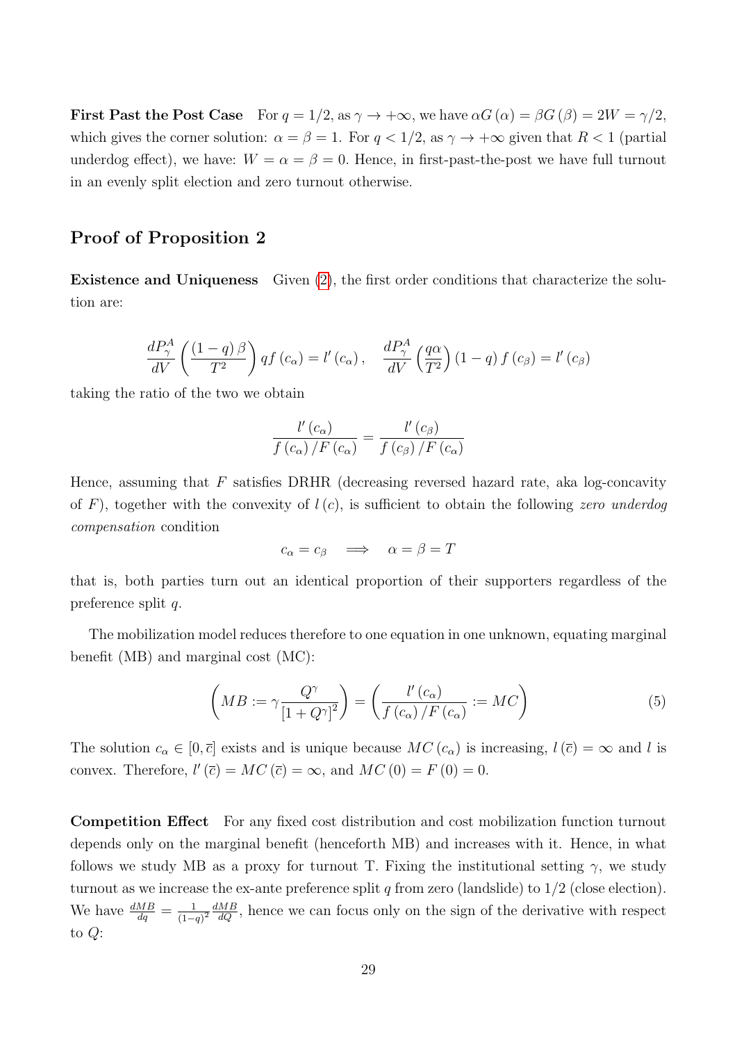**First Past the Post Case** For $q = 1/2$, as $\gamma \to +\infty$, we have $\alpha G(\alpha) = \beta G(\beta) = 2W = \gamma/2$, which gives the corner solution: $\alpha = \beta = 1$. For $q < 1/2$, as $\gamma \to +\infty$ given that $R < 1$ (partial underdog effect), we have: $W = \alpha = \beta = 0$. Hence, in first-past-the-post we have full turnout in an evenly split election and zero turnout otherwise.

## Proof of Proposition 2

**Existence and Uniqueness** Given (2), the first order conditions that characterize the solution are:

$$\frac{dP_\gamma^A}{dV}\left(\frac{(1-q)\beta}{T^2}\right)qf(c_\alpha) = l'(c_\alpha), \quad \frac{dP_\gamma^A}{dV}\left(\frac{q\alpha}{T^2}\right)(1-q)f(c_\beta) = l'(c_\beta)$$

taking the ratio of the two we obtain

$$\frac{l'(c_\alpha)}{f(c_\alpha)/F(c_\alpha)} = \frac{l'(c_\beta)}{f(c_\beta)/F(c_\alpha)}$$

Hence, assuming that $F$ satisfies DRHR (decreasing reversed hazard rate, aka log-concavity of $F$), together with the convexity of $l(c)$, is sufficient to obtain the following *zero underdog compensation* condition

$$c_\alpha = c_\beta \quad \Longrightarrow \quad \alpha = \beta = T$$

that is, both parties turn out an identical proportion of their supporters regardless of the preference split $q$.

The mobilization model reduces therefore to one equation in one unknown, equating marginal benefit (MB) and marginal cost (MC):

$$\left(MB := \gamma\frac{Q^\gamma}{[1+Q^\gamma]^2}\right) = \left(\frac{l'(c_\alpha)}{f(c_\alpha)/F(c_\alpha)} := MC\right) \tag{5}$$

The solution $c_\alpha \in [0, \bar{c}]$ exists and is unique because $MC(c_\alpha)$ is increasing, $l(\bar{c}) = \infty$ and $l$ is convex. Therefore, $l'(\bar{c}) = MC(\bar{c}) = \infty$, and $MC(0) = F(0) = 0$.

**Competition Effect** For any fixed cost distribution and cost mobilization function turnout depends only on the marginal benefit (henceforth MB) and increases with it. Hence, in what follows we study MB as a proxy for turnout T. Fixing the institutional setting $\gamma$, we study turnout as we increase the ex-ante preference split $q$ from zero (landslide) to $1/2$ (close election). We have $\frac{dMB}{dq} = \frac{1}{(1-q)^2}\frac{dMB}{dQ}$, hence we can focus only on the sign of the derivative with respect to $Q$: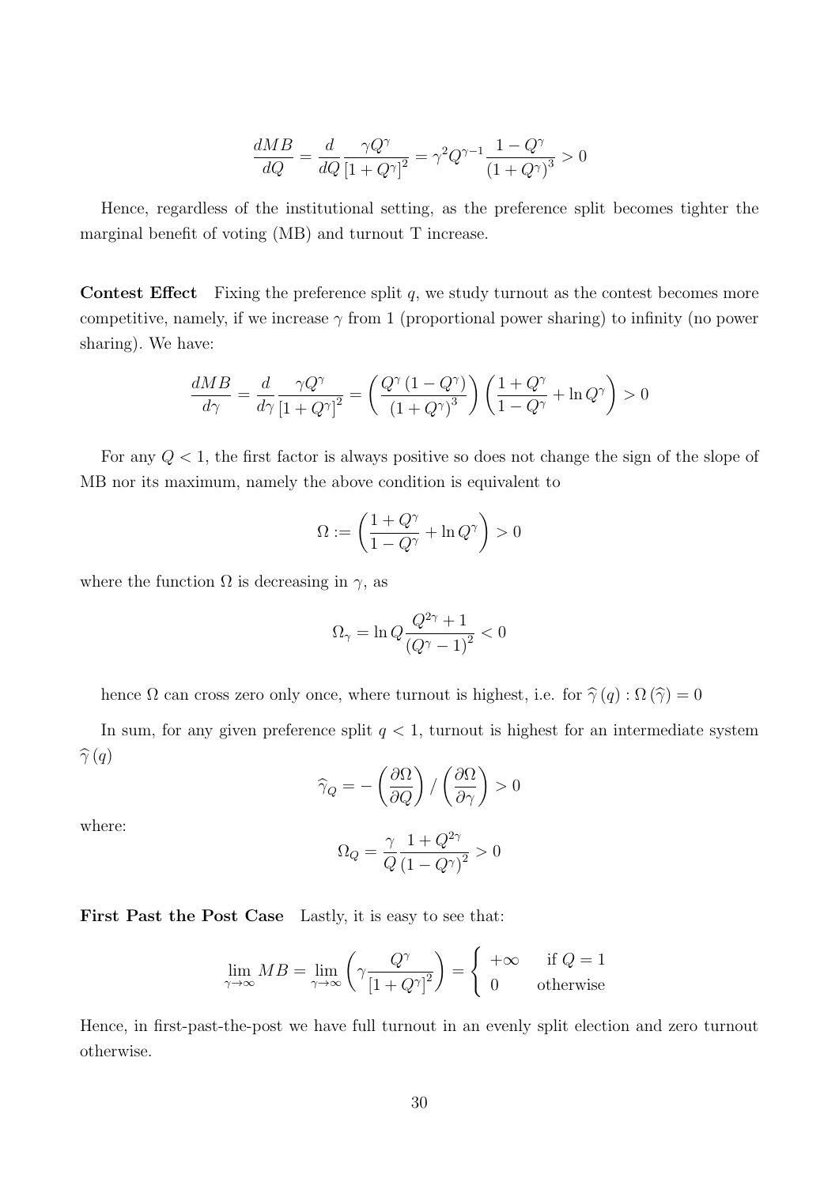$$\frac{dMB}{dQ} = \frac{d}{dQ}\frac{\gamma Q^{\gamma}}{\left[1+Q^{\gamma}\right]^{2}} = \gamma^{2} Q^{\gamma-1}\frac{1-Q^{\gamma}}{\left(1+Q^{\gamma}\right)^{3}} > 0$$

Hence, regardless of the institutional setting, as the preference split becomes tighter the marginal benefit of voting (MB) and turnout T increase.

**Contest Effect** Fixing the preference split $q$, we study turnout as the contest becomes more competitive, namely, if we increase $\gamma$ from 1 (proportional power sharing) to infinity (no power sharing). We have:

$$\frac{dMB}{d\gamma} = \frac{d}{d\gamma}\frac{\gamma Q^{\gamma}}{\left[1+Q^{\gamma}\right]^{2}} = \left(\frac{Q^{\gamma}\left(1-Q^{\gamma}\right)}{\left(1+Q^{\gamma}\right)^{3}}\right)\left(\frac{1+Q^{\gamma}}{1-Q^{\gamma}} + \ln Q^{\gamma}\right) > 0$$

For any $Q < 1$, the first factor is always positive so does not change the sign of the slope of MB nor its maximum, namely the above condition is equivalent to

$$\Omega := \left(\frac{1+Q^{\gamma}}{1-Q^{\gamma}} + \ln Q^{\gamma}\right) > 0$$

where the function $\Omega$ is decreasing in $\gamma$, as

$$\Omega_{\gamma} = \ln Q \frac{Q^{2\gamma}+1}{\left(Q^{\gamma}-1\right)^{2}} < 0$$

hence $\Omega$ can cross zero only once, where turnout is highest, i.e. for $\widehat{\gamma}(q) : \Omega\left(\widehat{\gamma}\right) = 0$

In sum, for any given preference split $q < 1$, turnout is highest for an intermediate system $\widehat{\gamma}(q)$

$$\widehat{\gamma}_{Q} = -\left(\frac{\partial \Omega}{\partial Q}\right) / \left(\frac{\partial \Omega}{\partial \gamma}\right) > 0$$

where:

$$\Omega_{Q} = \frac{\gamma}{Q}\frac{1+Q^{2\gamma}}{\left(1-Q^{\gamma}\right)^{2}} > 0$$

**First Past the Post Case** Lastly, it is easy to see that:

$$\lim_{\gamma\to\infty} MB = \lim_{\gamma\to\infty}\left(\gamma\frac{Q^{\gamma}}{\left[1+Q^{\gamma}\right]^{2}}\right) = \begin{cases} +\infty & \text{if } Q = 1 \\ 0 & \text{otherwise} \end{cases}$$

Hence, in first-past-the-post we have full turnout in an evenly split election and zero turnout otherwise.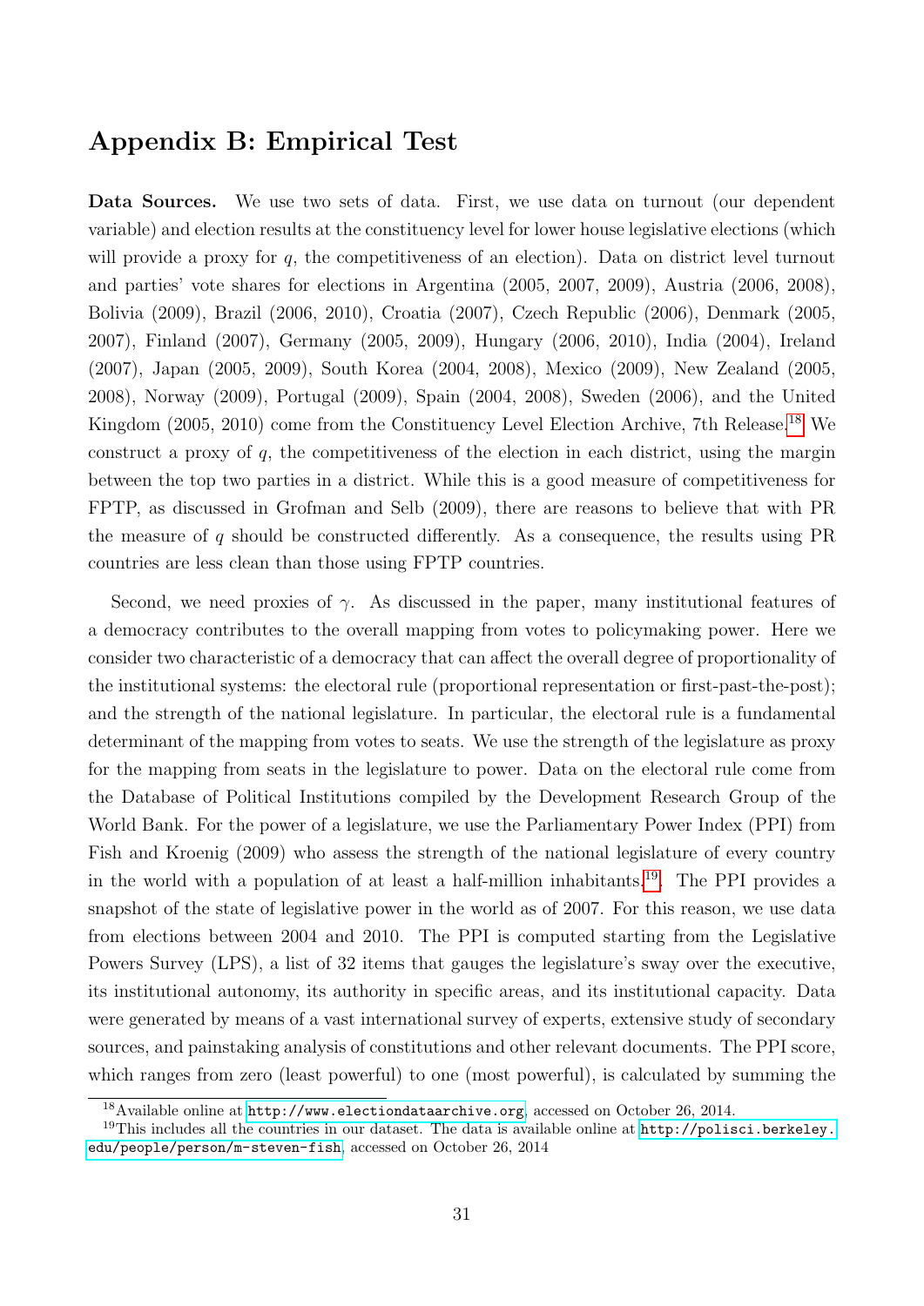## Appendix B: Empirical Test

**Data Sources.** We use two sets of data. First, we use data on turnout (our dependent variable) and election results at the constituency level for lower house legislative elections (which will provide a proxy for $q$, the competitiveness of an election). Data on district level turnout and parties' vote shares for elections in Argentina (2005, 2007, 2009), Austria (2006, 2008), Bolivia (2009), Brazil (2006, 2010), Croatia (2007), Czech Republic (2006), Denmark (2005, 2007), Finland (2007), Germany (2005, 2009), Hungary (2006, 2010), India (2004), Ireland (2007), Japan (2005, 2009), South Korea (2004, 2008), Mexico (2009), New Zealand (2005, 2008), Norway (2009), Portugal (2009), Spain (2004, 2008), Sweden (2006), and the United Kingdom (2005, 2010) come from the Constituency Level Election Archive, 7th Release.[18] We construct a proxy of $q$, the competitiveness of the election in each district, using the margin between the top two parties in a district. While this is a good measure of competitiveness for FPTP, as discussed in Grofman and Selb (2009), there are reasons to believe that with PR the measure of $q$ should be constructed differently. As a consequence, the results using PR countries are less clean than those using FPTP countries.

Second, we need proxies of $\gamma$. As discussed in the paper, many institutional features of a democracy contributes to the overall mapping from votes to policymaking power. Here we consider two characteristic of a democracy that can affect the overall degree of proportionality of the institutional systems: the electoral rule (proportional representation or first-past-the-post); and the strength of the national legislature. In particular, the electoral rule is a fundamental determinant of the mapping from votes to seats. We use the strength of the legislature as proxy for the mapping from seats in the legislature to power. Data on the electoral rule come from the Database of Political Institutions compiled by the Development Research Group of the World Bank. For the power of a legislature, we use the Parliamentary Power Index (PPI) from Fish and Kroenig (2009) who assess the strength of the national legislature of every country in the world with a population of at least a half-million inhabitants.[19]. The PPI provides a snapshot of the state of legislative power in the world as of 2007. For this reason, we use data from elections between 2004 and 2010. The PPI is computed starting from the Legislative Powers Survey (LPS), a list of 32 items that gauges the legislature's sway over the executive, its institutional autonomy, its authority in specific areas, and its institutional capacity. Data were generated by means of a vast international survey of experts, extensive study of secondary sources, and painstaking analysis of constitutions and other relevant documents. The PPI score, which ranges from zero (least powerful) to one (most powerful), is calculated by summing the

[18] Available online at http://www.electiondataarchive.org, accessed on October 26, 2014.

[19] This includes all the countries in our dataset. The data is available online at http://polisci.berkeley.edu/people/person/m-steven-fish, accessed on October 26, 2014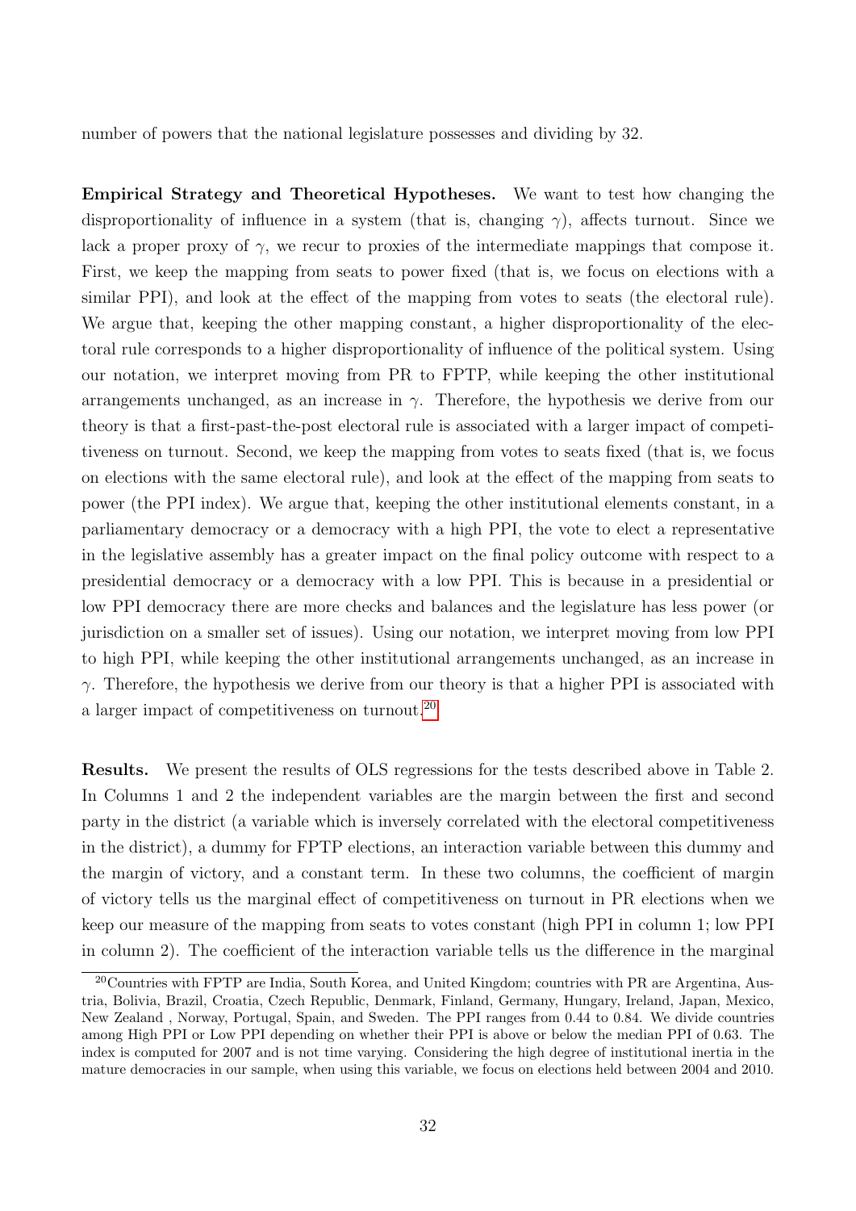number of powers that the national legislature possesses and dividing by 32.

**Empirical Strategy and Theoretical Hypotheses.** We want to test how changing the disproportionality of influence in a system (that is, changing $\gamma$), affects turnout. Since we lack a proper proxy of $\gamma$, we recur to proxies of the intermediate mappings that compose it. First, we keep the mapping from seats to power fixed (that is, we focus on elections with a similar PPI), and look at the effect of the mapping from votes to seats (the electoral rule). We argue that, keeping the other mapping constant, a higher disproportionality of the electoral rule corresponds to a higher disproportionality of influence of the political system. Using our notation, we interpret moving from PR to FPTP, while keeping the other institutional arrangements unchanged, as an increase in $\gamma$. Therefore, the hypothesis we derive from our theory is that a first-past-the-post electoral rule is associated with a larger impact of competitiveness on turnout. Second, we keep the mapping from votes to seats fixed (that is, we focus on elections with the same electoral rule), and look at the effect of the mapping from seats to power (the PPI index). We argue that, keeping the other institutional elements constant, in a parliamentary democracy or a democracy with a high PPI, the vote to elect a representative in the legislative assembly has a greater impact on the final policy outcome with respect to a presidential democracy or a democracy with a low PPI. This is because in a presidential or low PPI democracy there are more checks and balances and the legislature has less power (or jurisdiction on a smaller set of issues). Using our notation, we interpret moving from low PPI to high PPI, while keeping the other institutional arrangements unchanged, as an increase in $\gamma$. Therefore, the hypothesis we derive from our theory is that a higher PPI is associated with a larger impact of competitiveness on turnout.[20]

**Results.** We present the results of OLS regressions for the tests described above in Table 2. In Columns 1 and 2 the independent variables are the margin between the first and second party in the district (a variable which is inversely correlated with the electoral competitiveness in the district), a dummy for FPTP elections, an interaction variable between this dummy and the margin of victory, and a constant term. In these two columns, the coefficient of margin of victory tells us the marginal effect of competitiveness on turnout in PR elections when we keep our measure of the mapping from seats to votes constant (high PPI in column 1; low PPI in column 2). The coefficient of the interaction variable tells us the difference in the marginal

[20] Countries with FPTP are India, South Korea, and United Kingdom; countries with PR are Argentina, Austria, Bolivia, Brazil, Croatia, Czech Republic, Denmark, Finland, Germany, Hungary, Ireland, Japan, Mexico, New Zealand , Norway, Portugal, Spain, and Sweden. The PPI ranges from 0.44 to 0.84. We divide countries among High PPI or Low PPI depending on whether their PPI is above or below the median PPI of 0.63. The index is computed for 2007 and is not time varying. Considering the high degree of institutional inertia in the mature democracies in our sample, when using this variable, we focus on elections held between 2004 and 2010.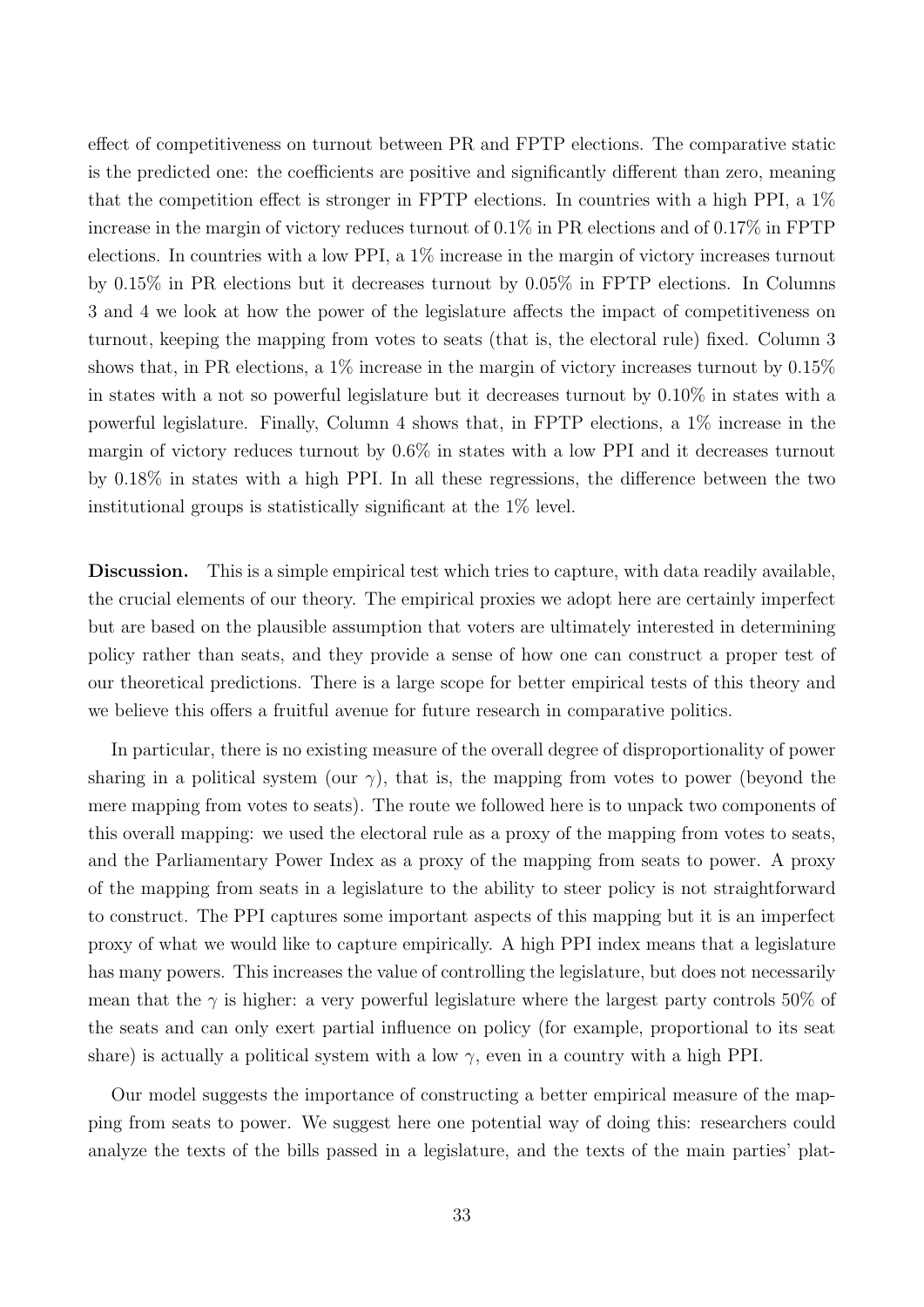effect of competitiveness on turnout between PR and FPTP elections. The comparative static is the predicted one: the coefficients are positive and significantly different than zero, meaning that the competition effect is stronger in FPTP elections. In countries with a high PPI, a 1% increase in the margin of victory reduces turnout of 0.1% in PR elections and of 0.17% in FPTP elections. In countries with a low PPI, a 1% increase in the margin of victory increases turnout by 0.15% in PR elections but it decreases turnout by 0.05% in FPTP elections. In Columns 3 and 4 we look at how the power of the legislature affects the impact of competitiveness on turnout, keeping the mapping from votes to seats (that is, the electoral rule) fixed. Column 3 shows that, in PR elections, a 1% increase in the margin of victory increases turnout by 0.15% in states with a not so powerful legislature but it decreases turnout by 0.10% in states with a powerful legislature. Finally, Column 4 shows that, in FPTP elections, a 1% increase in the margin of victory reduces turnout by 0.6% in states with a low PPI and it decreases turnout by 0.18% in states with a high PPI. In all these regressions, the difference between the two institutional groups is statistically significant at the 1% level.

**Discussion.** This is a simple empirical test which tries to capture, with data readily available, the crucial elements of our theory. The empirical proxies we adopt here are certainly imperfect but are based on the plausible assumption that voters are ultimately interested in determining policy rather than seats, and they provide a sense of how one can construct a proper test of our theoretical predictions. There is a large scope for better empirical tests of this theory and we believe this offers a fruitful avenue for future research in comparative politics.

In particular, there is no existing measure of the overall degree of disproportionality of power sharing in a political system (our $\gamma$), that is, the mapping from votes to power (beyond the mere mapping from votes to seats). The route we followed here is to unpack two components of this overall mapping: we used the electoral rule as a proxy of the mapping from votes to seats, and the Parliamentary Power Index as a proxy of the mapping from seats to power. A proxy of the mapping from seats in a legislature to the ability to steer policy is not straightforward to construct. The PPI captures some important aspects of this mapping but it is an imperfect proxy of what we would like to capture empirically. A high PPI index means that a legislature has many powers. This increases the value of controlling the legislature, but does not necessarily mean that the $\gamma$ is higher: a very powerful legislature where the largest party controls 50% of the seats and can only exert partial influence on policy (for example, proportional to its seat share) is actually a political system with a low $\gamma$, even in a country with a high PPI.

Our model suggests the importance of constructing a better empirical measure of the mapping from seats to power. We suggest here one potential way of doing this: researchers could analyze the texts of the bills passed in a legislature, and the texts of the main parties' plat-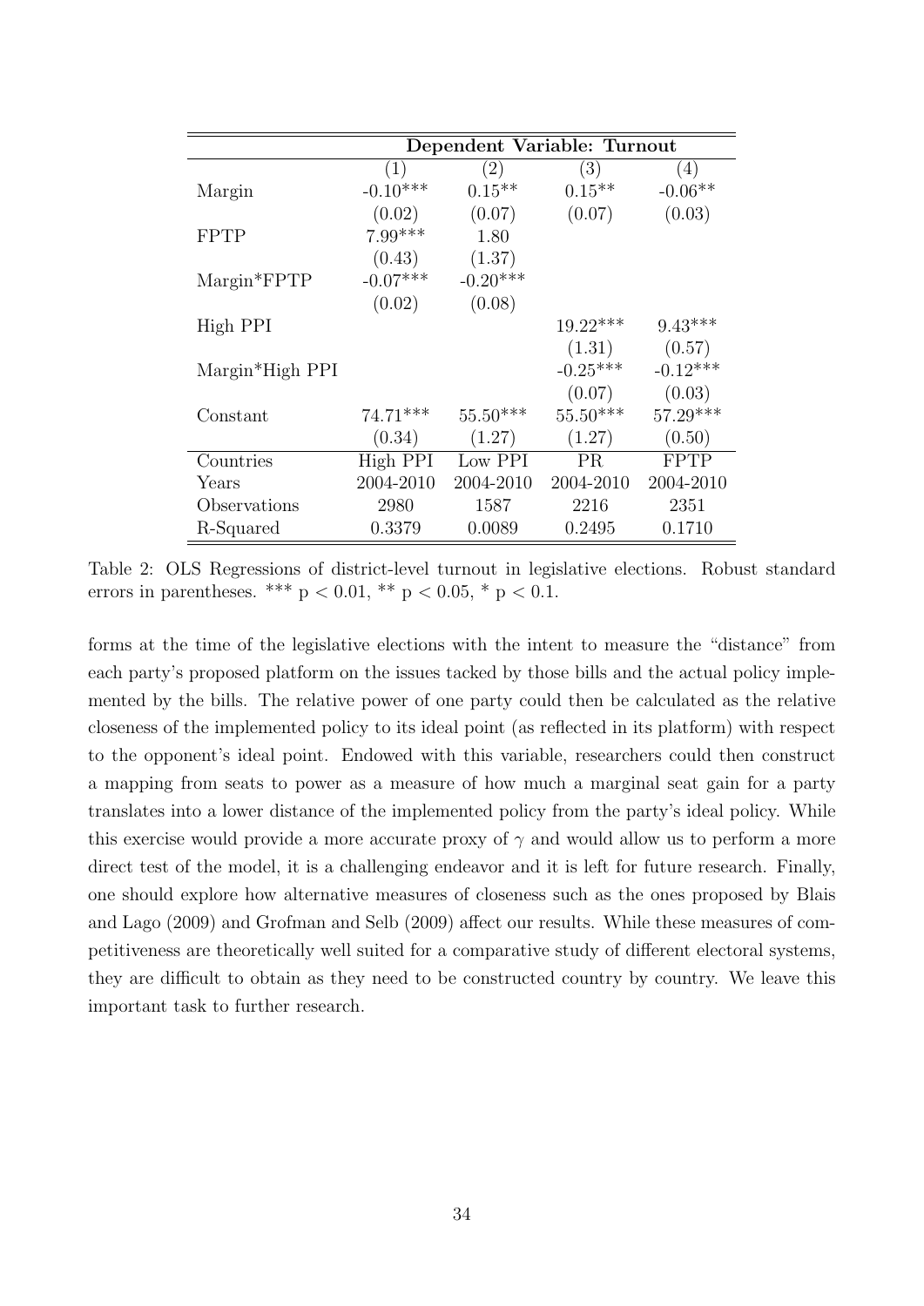| | Dependent Variable: Turnout | | | |
|---|---|---|---|---|
| | (1) | (2) | (3) | (4) |
| Margin | -0.10*** | 0.15** | 0.15** | -0.06** |
| | (0.02) | (0.07) | (0.07) | (0.03) |
| FPTP | 7.99*** | 1.80 | | |
| | (0.43) | (1.37) | | |
| Margin*FPTP | -0.07*** | -0.20*** | | |
| | (0.02) | (0.08) | | |
| High PPI | | | 19.22*** | 9.43*** |
| | | | (1.31) | (0.57) |
| Margin*High PPI | | | -0.25*** | -0.12*** |
| | | | (0.07) | (0.03) |
| Constant | 74.71*** | 55.50*** | 55.50*** | 57.29*** |
| | (0.34) | (1.27) | (1.27) | (0.50) |
| Countries | High PPI | Low PPI | PR | FPTP |
| Years | 2004-2010 | 2004-2010 | 2004-2010 | 2004-2010 |
| Observations | 2980 | 1587 | 2216 | 2351 |
| R-Squared | 0.3379 | 0.0089 | 0.2495 | 0.1710 |

Table 2: OLS Regressions of district-level turnout in legislative elections. Robust standard errors in parentheses. *** $p < 0.01$, ** $p < 0.05$, * $p < 0.1$.

forms at the time of the legislative elections with the intent to measure the "distance" from each party's proposed platform on the issues tacked by those bills and the actual policy implemented by the bills. The relative power of one party could then be calculated as the relative closeness of the implemented policy to its ideal point (as reflected in its platform) with respect to the opponent's ideal point. Endowed with this variable, researchers could then construct a mapping from seats to power as a measure of how much a marginal seat gain for a party translates into a lower distance of the implemented policy from the party's ideal policy. While this exercise would provide a more accurate proxy of $\gamma$ and would allow us to perform a more direct test of the model, it is a challenging endeavor and it is left for future research. Finally, one should explore how alternative measures of closeness such as the ones proposed by Blais and Lago (2009) and Grofman and Selb (2009) affect our results. While these measures of competitiveness are theoretically well suited for a comparative study of different electoral systems, they are difficult to obtain as they need to be constructed country by country. We leave this important task to further research.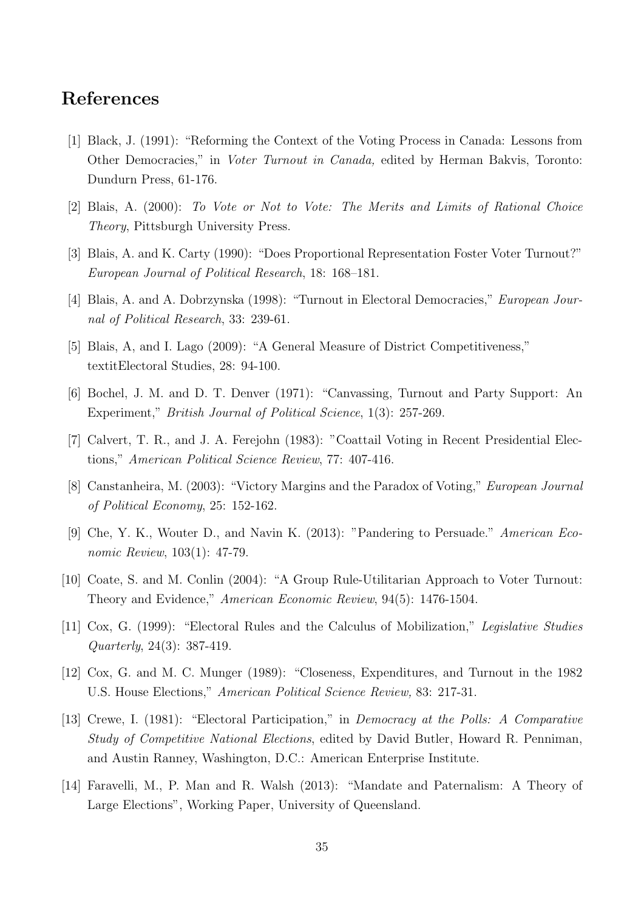## References

[1] Black, J. (1991): "Reforming the Context of the Voting Process in Canada: Lessons from Other Democracies," in *Voter Turnout in Canada,* edited by Herman Bakvis, Toronto: Dundurn Press, 61-176.

[2] Blais, A. (2000): *To Vote or Not to Vote: The Merits and Limits of Rational Choice Theory*, Pittsburgh University Press.

[3] Blais, A. and K. Carty (1990): "Does Proportional Representation Foster Voter Turnout?" *European Journal of Political Research*, 18: 168–181.

[4] Blais, A. and A. Dobrzynska (1998): "Turnout in Electoral Democracies," *European Journal of Political Research*, 33: 239-61.

[5] Blais, A, and I. Lago (2009): "A General Measure of District Competitiveness," textitElectoral Studies, 28: 94-100.

[6] Bochel, J. M. and D. T. Denver (1971): "Canvassing, Turnout and Party Support: An Experiment," *British Journal of Political Science*, 1(3): 257-269.

[7] Calvert, T. R., and J. A. Ferejohn (1983): "Coattail Voting in Recent Presidential Elections," *American Political Science Review*, 77: 407-416.

[8] Canstanheira, M. (2003): "Victory Margins and the Paradox of Voting," *European Journal of Political Economy*, 25: 152-162.

[9] Che, Y. K., Wouter D., and Navin K. (2013): "Pandering to Persuade." *American Economic Review*, 103(1): 47-79.

[10] Coate, S. and M. Conlin (2004): "A Group Rule-Utilitarian Approach to Voter Turnout: Theory and Evidence," *American Economic Review*, 94(5): 1476-1504.

[11] Cox, G. (1999): "Electoral Rules and the Calculus of Mobilization," *Legislative Studies Quarterly*, 24(3): 387-419.

[12] Cox, G. and M. C. Munger (1989): "Closeness, Expenditures, and Turnout in the 1982 U.S. House Elections," *American Political Science Review,* 83: 217-31.

[13] Crewe, I. (1981): "Electoral Participation," in *Democracy at the Polls: A Comparative Study of Competitive National Elections*, edited by David Butler, Howard R. Penniman, and Austin Ranney, Washington, D.C.: American Enterprise Institute.

[14] Faravelli, M., P. Man and R. Walsh (2013): "Mandate and Paternalism: A Theory of Large Elections", Working Paper, University of Queensland.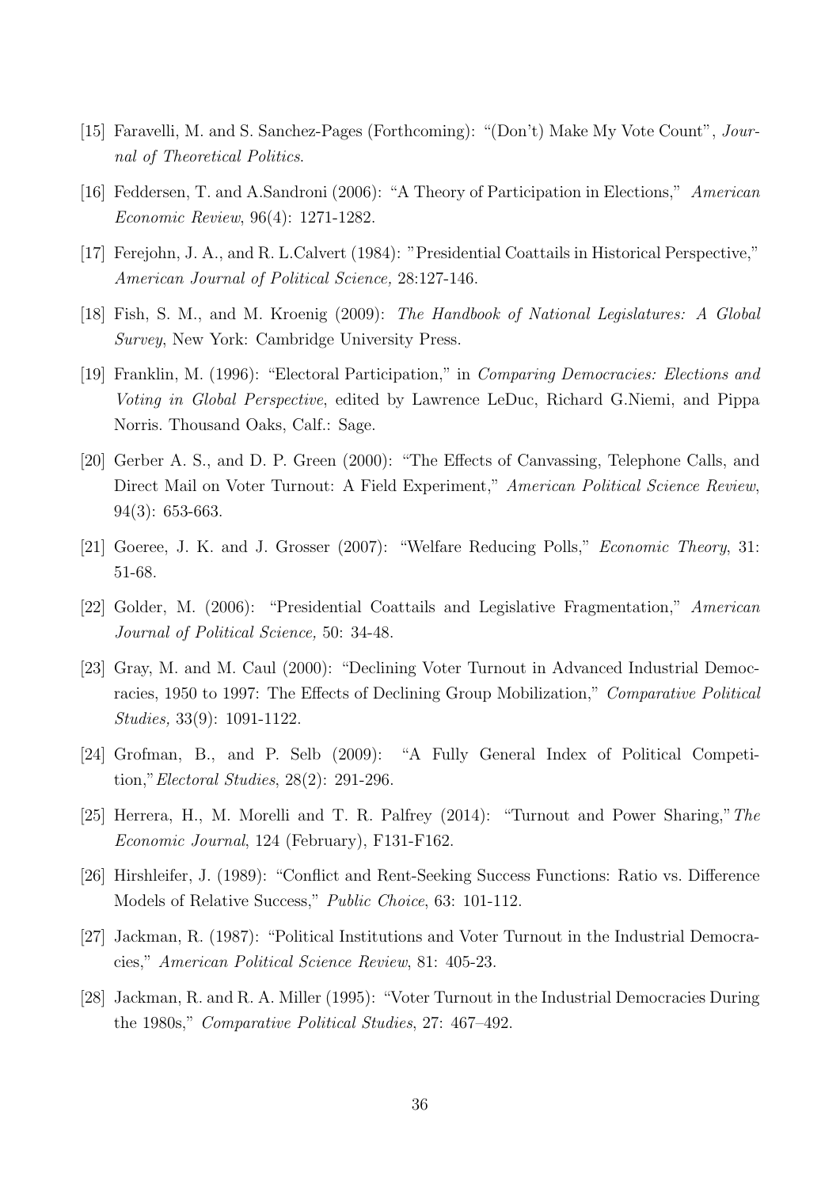[15] Faravelli, M. and S. Sanchez-Pages (Forthcoming): "(Don't) Make My Vote Count", *Journal of Theoretical Politics*.

[16] Feddersen, T. and A.Sandroni (2006): "A Theory of Participation in Elections," *American Economic Review*, 96(4): 1271-1282.

[17] Ferejohn, J. A., and R. L.Calvert (1984): "Presidential Coattails in Historical Perspective," *American Journal of Political Science,* 28:127-146.

[18] Fish, S. M., and M. Kroenig (2009): *The Handbook of National Legislatures: A Global Survey*, New York: Cambridge University Press.

[19] Franklin, M. (1996): "Electoral Participation," in *Comparing Democracies: Elections and Voting in Global Perspective*, edited by Lawrence LeDuc, Richard G.Niemi, and Pippa Norris. Thousand Oaks, Calf.: Sage.

[20] Gerber A. S., and D. P. Green (2000): "The Effects of Canvassing, Telephone Calls, and Direct Mail on Voter Turnout: A Field Experiment," *American Political Science Review*, 94(3): 653-663.

[21] Goeree, J. K. and J. Grosser (2007): "Welfare Reducing Polls," *Economic Theory*, 31: 51-68.

[22] Golder, M. (2006): "Presidential Coattails and Legislative Fragmentation," *American Journal of Political Science,* 50: 34-48.

[23] Gray, M. and M. Caul (2000): "Declining Voter Turnout in Advanced Industrial Democracies, 1950 to 1997: The Effects of Declining Group Mobilization," *Comparative Political Studies,* 33(9): 1091-1122.

[24] Grofman, B., and P. Selb (2009): "A Fully General Index of Political Competition," *Electoral Studies*, 28(2): 291-296.

[25] Herrera, H., M. Morelli and T. R. Palfrey (2014): "Turnout and Power Sharing," *The Economic Journal*, 124 (February), F131-F162.

[26] Hirshleifer, J. (1989): "Conflict and Rent-Seeking Success Functions: Ratio vs. Difference Models of Relative Success," *Public Choice*, 63: 101-112.

[27] Jackman, R. (1987): "Political Institutions and Voter Turnout in the Industrial Democracies," *American Political Science Review*, 81: 405-23.

[28] Jackman, R. and R. A. Miller (1995): "Voter Turnout in the Industrial Democracies During the 1980s," *Comparative Political Studies*, 27: 467–492.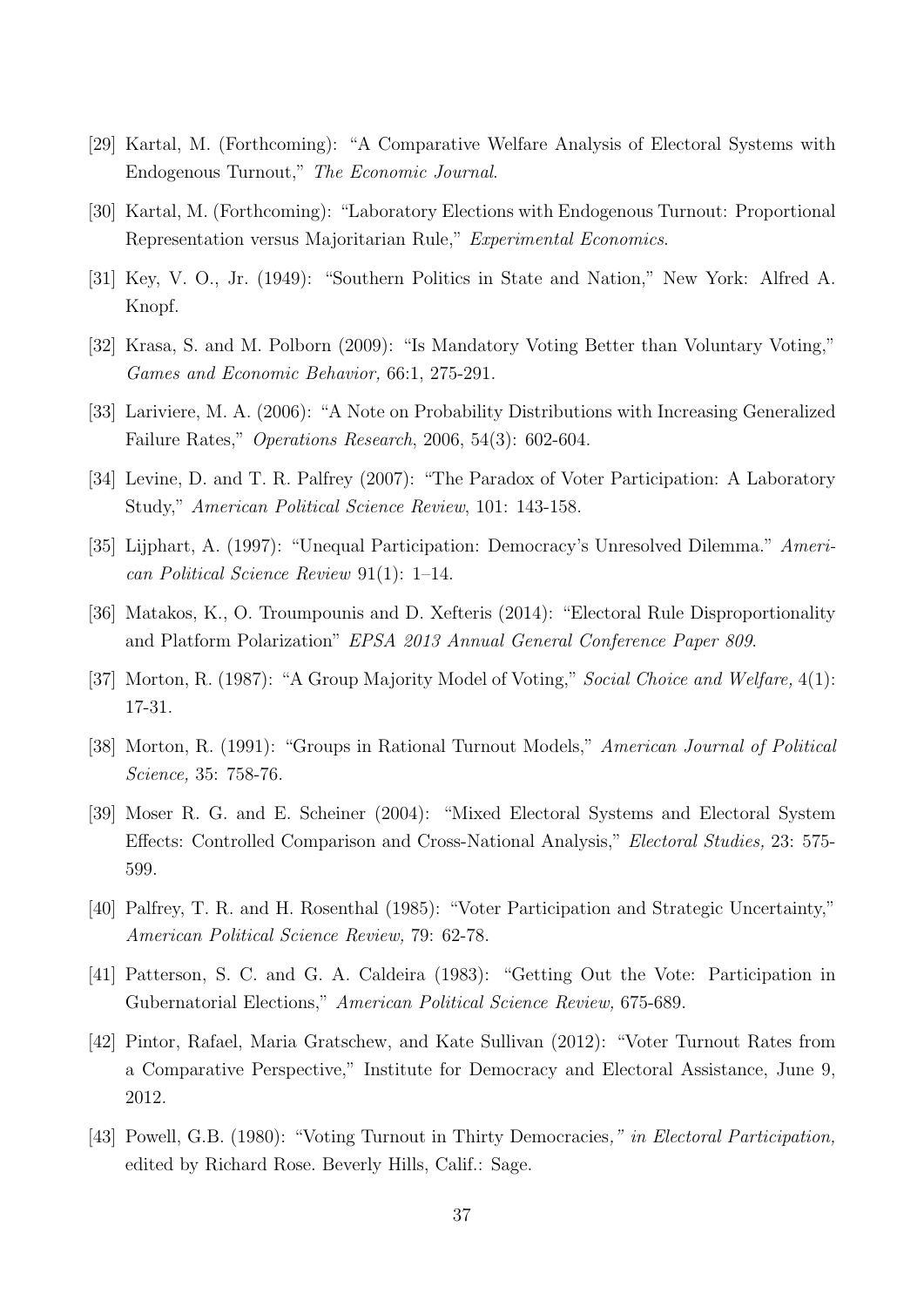[29] Kartal, M. (Forthcoming): "A Comparative Welfare Analysis of Electoral Systems with Endogenous Turnout," *The Economic Journal*.

[30] Kartal, M. (Forthcoming): "Laboratory Elections with Endogenous Turnout: Proportional Representation versus Majoritarian Rule," *Experimental Economics*.

[31] Key, V. O., Jr. (1949): "Southern Politics in State and Nation," New York: Alfred A. Knopf.

[32] Krasa, S. and M. Polborn (2009): "Is Mandatory Voting Better than Voluntary Voting," *Games and Economic Behavior,* 66:1, 275-291.

[33] Lariviere, M. A. (2006): "A Note on Probability Distributions with Increasing Generalized Failure Rates," *Operations Research*, 2006, 54(3): 602-604.

[34] Levine, D. and T. R. Palfrey (2007): "The Paradox of Voter Participation: A Laboratory Study," *American Political Science Review*, 101: 143-158.

[35] Lijphart, A. (1997): "Unequal Participation: Democracy's Unresolved Dilemma." *American Political Science Review* 91(1): 1–14.

[36] Matakos, K., O. Troumpounis and D. Xefteris (2014): "Electoral Rule Disproportionality and Platform Polarization" *EPSA 2013 Annual General Conference Paper 809*.

[37] Morton, R. (1987): "A Group Majority Model of Voting," *Social Choice and Welfare,* 4(1): 17-31.

[38] Morton, R. (1991): "Groups in Rational Turnout Models," *American Journal of Political Science,* 35: 758-76.

[39] Moser R. G. and E. Scheiner (2004): "Mixed Electoral Systems and Electoral System Effects: Controlled Comparison and Cross-National Analysis," *Electoral Studies,* 23: 575-599.

[40] Palfrey, T. R. and H. Rosenthal (1985): "Voter Participation and Strategic Uncertainty," *American Political Science Review,* 79: 62-78.

[41] Patterson, S. C. and G. A. Caldeira (1983): "Getting Out the Vote: Participation in Gubernatorial Elections," *American Political Science Review,* 675-689.

[42] Pintor, Rafael, Maria Gratschew, and Kate Sullivan (2012): "Voter Turnout Rates from a Comparative Perspective," Institute for Democracy and Electoral Assistance, June 9, 2012.

[43] Powell, G.B. (1980): "Voting Turnout in Thirty Democracies*," in Electoral Participation,* edited by Richard Rose. Beverly Hills, Calif.: Sage.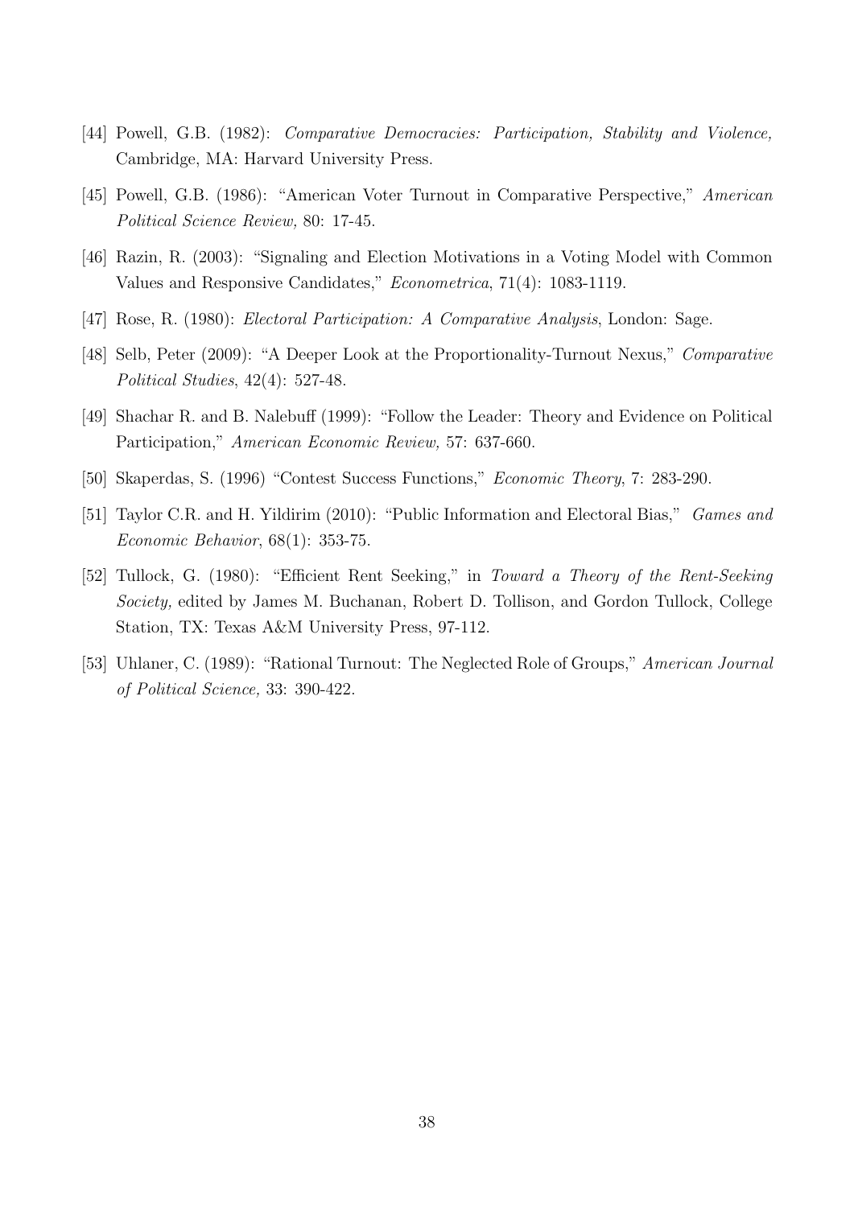[44] Powell, G.B. (1982): *Comparative Democracies: Participation, Stability and Violence,* Cambridge, MA: Harvard University Press.

[45] Powell, G.B. (1986): "American Voter Turnout in Comparative Perspective," *American Political Science Review,* 80: 17-45.

[46] Razin, R. (2003): "Signaling and Election Motivations in a Voting Model with Common Values and Responsive Candidates," *Econometrica*, 71(4): 1083-1119.

[47] Rose, R. (1980): *Electoral Participation: A Comparative Analysis*, London: Sage.

[48] Selb, Peter (2009): "A Deeper Look at the Proportionality-Turnout Nexus," *Comparative Political Studies*, 42(4): 527-48.

[49] Shachar R. and B. Nalebuff (1999): "Follow the Leader: Theory and Evidence on Political Participation," *American Economic Review,* 57: 637-660.

[50] Skaperdas, S. (1996) "Contest Success Functions," *Economic Theory*, 7: 283-290.

[51] Taylor C.R. and H. Yildirim (2010): "Public Information and Electoral Bias," *Games and Economic Behavior*, 68(1): 353-75.

[52] Tullock, G. (1980): "Efficient Rent Seeking," in *Toward a Theory of the Rent-Seeking Society,* edited by James M. Buchanan, Robert D. Tollison, and Gordon Tullock, College Station, TX: Texas A&M University Press, 97-112.

[53] Uhlaner, C. (1989): "Rational Turnout: The Neglected Role of Groups," *American Journal of Political Science,* 33: 390-422.